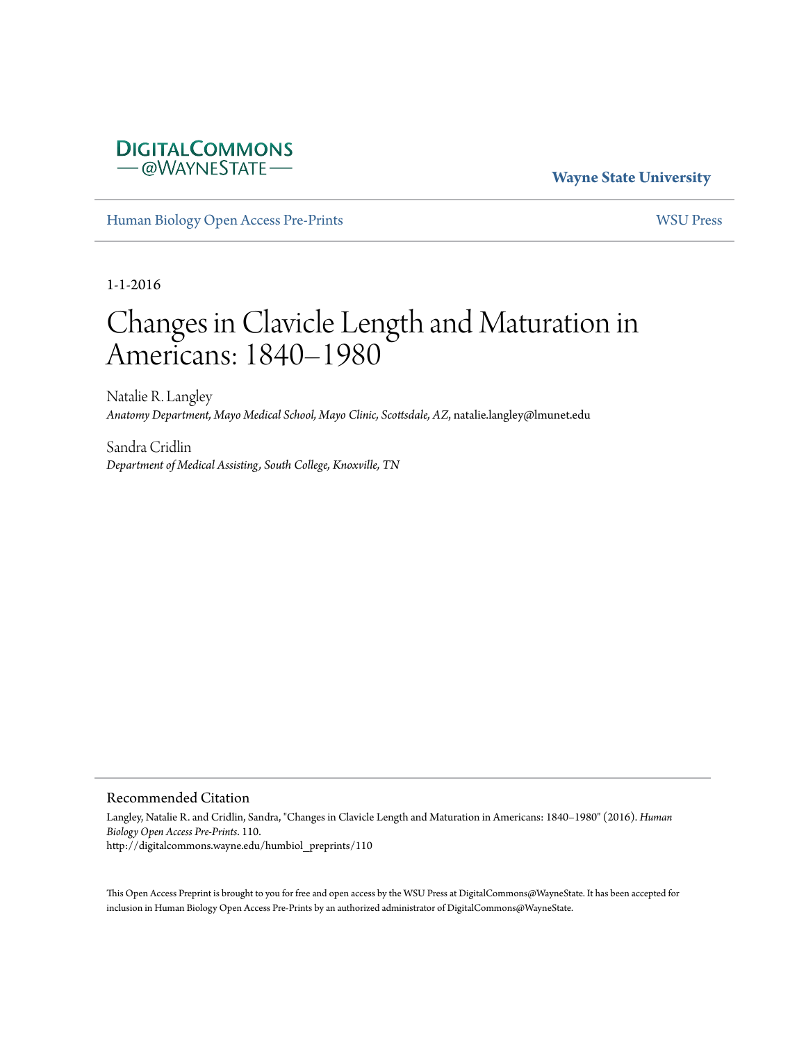DIGITALCOMMONS
— @WAYNESTATE —

**Wayne State University**

Human Biology Open Access Pre-Prints

WSU Press

1-1-2016

# Changes in Clavicle Length and Maturation in Americans: 1840–1980

Natalie R. Langley
*Anatomy Department, Mayo Medical School, Mayo Clinic, Scottsdale, AZ*, natalie.langley@lmunet.edu

Sandra Cridlin
*Department of Medical Assisting, South College, Knoxville, TN*

## Recommended Citation

Langley, Natalie R. and Cridlin, Sandra, "Changes in Clavicle Length and Maturation in Americans: 1840–1980" (2016). *Human Biology Open Access Pre-Prints*. 110.
http://digitalcommons.wayne.edu/humbiol_preprints/110

This Open Access Preprint is brought to you for free and open access by the WSU Press at DigitalCommons@WayneState. It has been accepted for inclusion in Human Biology Open Access Pre-Prints by an authorized administrator of DigitalCommons@WayneState.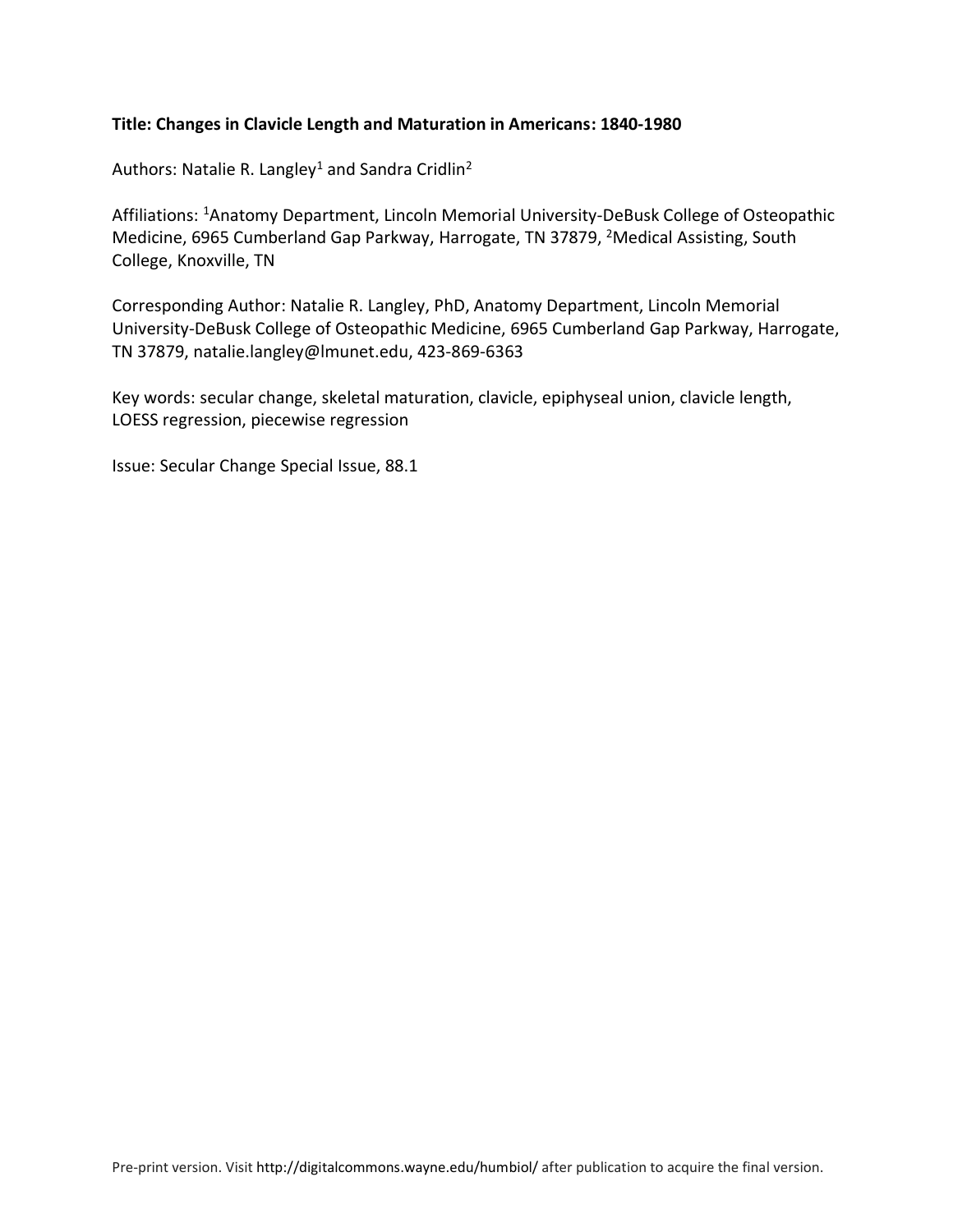**Title: Changes in Clavicle Length and Maturation in Americans: 1840-1980**

Authors: Natalie R. Langley[1] and Sandra Cridlin[2]

Affiliations: [1]Anatomy Department, Lincoln Memorial University-DeBusk College of Osteopathic Medicine, 6965 Cumberland Gap Parkway, Harrogate, TN 37879, [2]Medical Assisting, South College, Knoxville, TN

Corresponding Author: Natalie R. Langley, PhD, Anatomy Department, Lincoln Memorial University-DeBusk College of Osteopathic Medicine, 6965 Cumberland Gap Parkway, Harrogate, TN 37879, natalie.langley@lmunet.edu, 423-869-6363

Key words: secular change, skeletal maturation, clavicle, epiphyseal union, clavicle length, LOESS regression, piecewise regression

Issue: Secular Change Special Issue, 88.1

Pre-print version. Visit http://digitalcommons.wayne.edu/humbiol/ after publication to acquire the final version.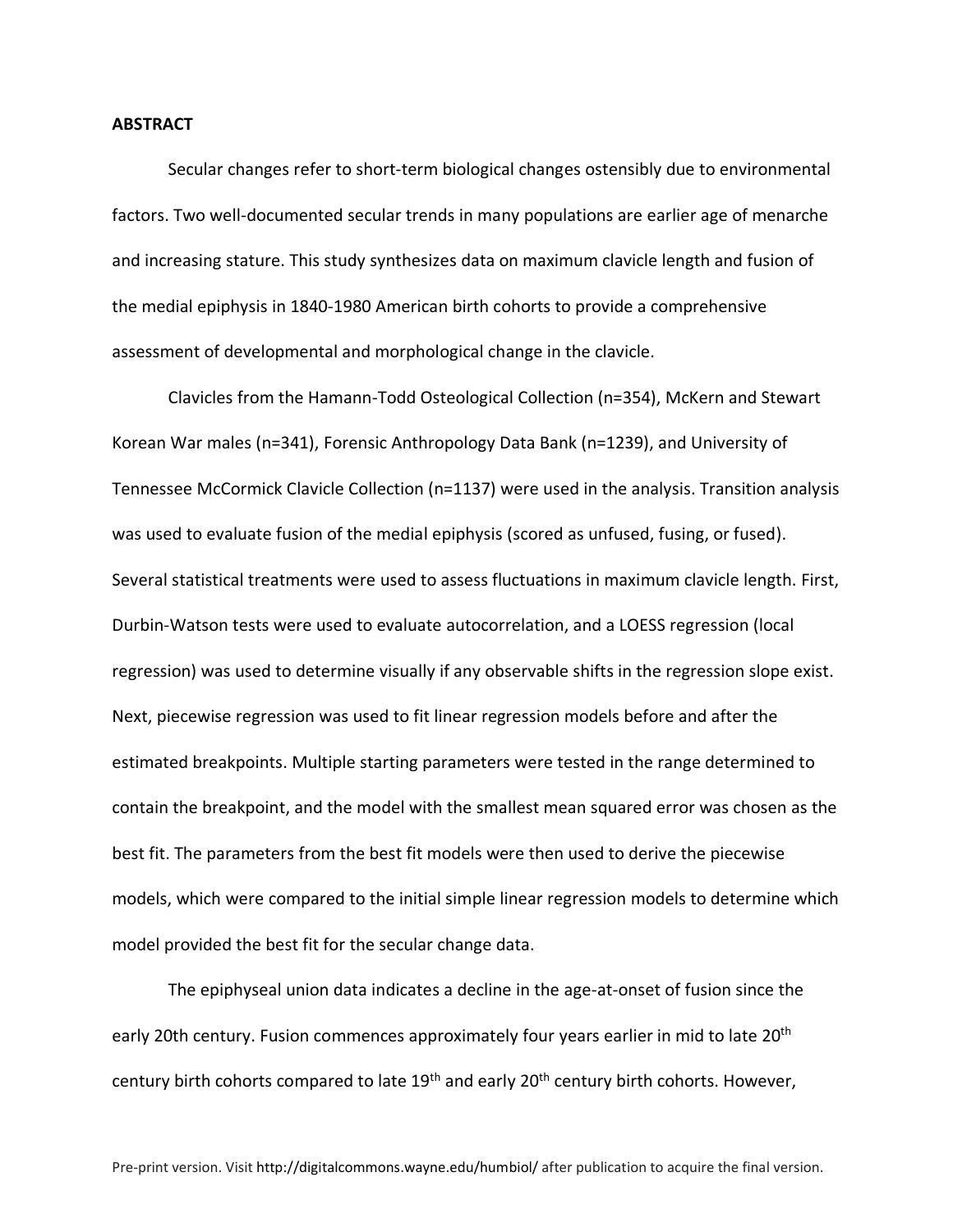**ABSTRACT**

Secular changes refer to short-term biological changes ostensibly due to environmental factors. Two well-documented secular trends in many populations are earlier age of menarche and increasing stature. This study synthesizes data on maximum clavicle length and fusion of the medial epiphysis in 1840-1980 American birth cohorts to provide a comprehensive assessment of developmental and morphological change in the clavicle.

Clavicles from the Hamann-Todd Osteological Collection (n=354), McKern and Stewart Korean War males (n=341), Forensic Anthropology Data Bank (n=1239), and University of Tennessee McCormick Clavicle Collection (n=1137) were used in the analysis. Transition analysis was used to evaluate fusion of the medial epiphysis (scored as unfused, fusing, or fused). Several statistical treatments were used to assess fluctuations in maximum clavicle length. First, Durbin-Watson tests were used to evaluate autocorrelation, and a LOESS regression (local regression) was used to determine visually if any observable shifts in the regression slope exist. Next, piecewise regression was used to fit linear regression models before and after the estimated breakpoints. Multiple starting parameters were tested in the range determined to contain the breakpoint, and the model with the smallest mean squared error was chosen as the best fit. The parameters from the best fit models were then used to derive the piecewise models, which were compared to the initial simple linear regression models to determine which model provided the best fit for the secular change data.

The epiphyseal union data indicates a decline in the age-at-onset of fusion since the early 20th century. Fusion commences approximately four years earlier in mid to late 20th century birth cohorts compared to late 19th and early 20th century birth cohorts. However,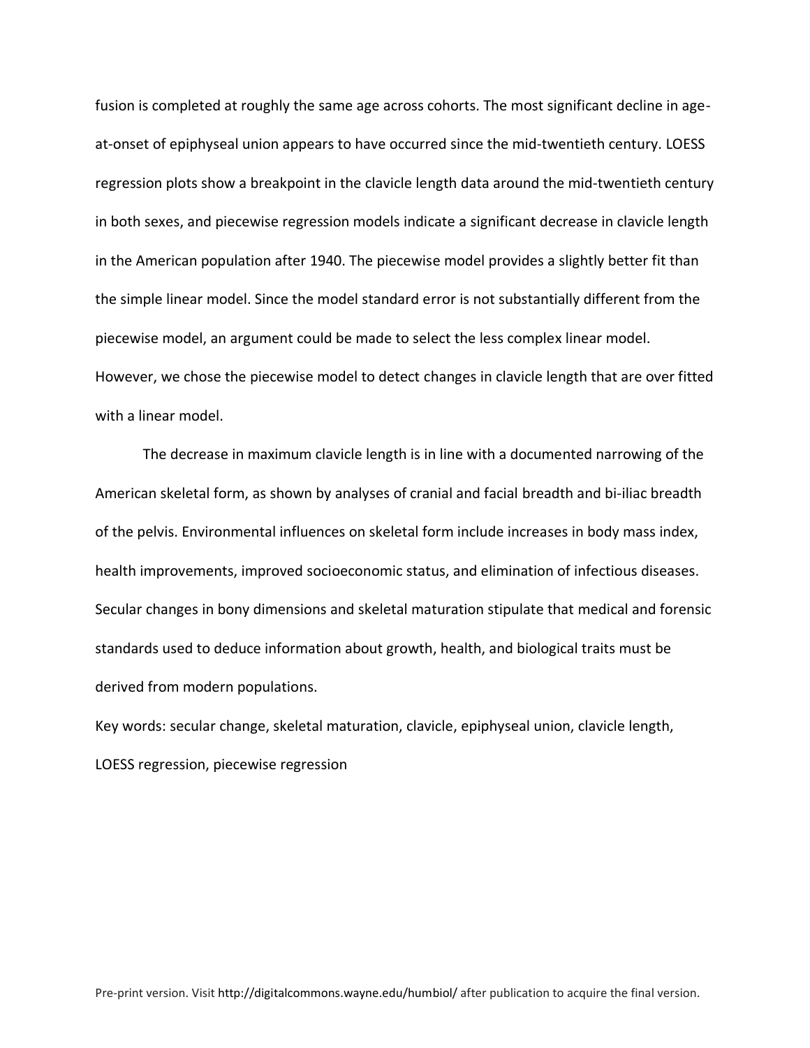fusion is completed at roughly the same age across cohorts. The most significant decline in age-at-onset of epiphyseal union appears to have occurred since the mid-twentieth century. LOESS regression plots show a breakpoint in the clavicle length data around the mid-twentieth century in both sexes, and piecewise regression models indicate a significant decrease in clavicle length in the American population after 1940. The piecewise model provides a slightly better fit than the simple linear model. Since the model standard error is not substantially different from the piecewise model, an argument could be made to select the less complex linear model. However, we chose the piecewise model to detect changes in clavicle length that are over fitted with a linear model.

The decrease in maximum clavicle length is in line with a documented narrowing of the American skeletal form, as shown by analyses of cranial and facial breadth and bi-iliac breadth of the pelvis. Environmental influences on skeletal form include increases in body mass index, health improvements, improved socioeconomic status, and elimination of infectious diseases. Secular changes in bony dimensions and skeletal maturation stipulate that medical and forensic standards used to deduce information about growth, health, and biological traits must be derived from modern populations.

Key words: secular change, skeletal maturation, clavicle, epiphyseal union, clavicle length, LOESS regression, piecewise regression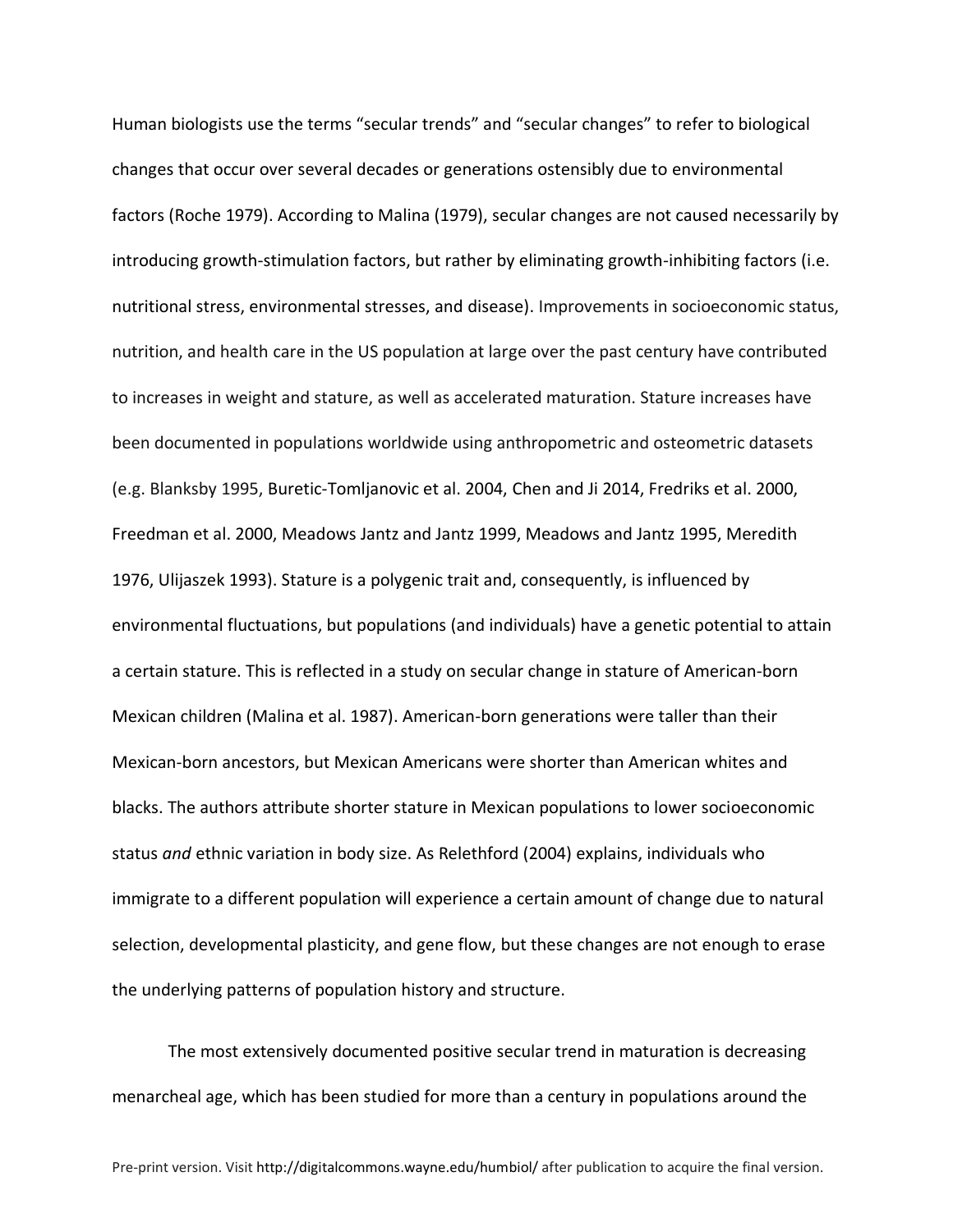Human biologists use the terms "secular trends" and "secular changes" to refer to biological changes that occur over several decades or generations ostensibly due to environmental factors (Roche 1979). According to Malina (1979), secular changes are not caused necessarily by introducing growth-stimulation factors, but rather by eliminating growth-inhibiting factors (i.e. nutritional stress, environmental stresses, and disease). Improvements in socioeconomic status, nutrition, and health care in the US population at large over the past century have contributed to increases in weight and stature, as well as accelerated maturation. Stature increases have been documented in populations worldwide using anthropometric and osteometric datasets (e.g. Blanksby 1995, Buretic-Tomljanovic et al. 2004, Chen and Ji 2014, Fredriks et al. 2000, Freedman et al. 2000, Meadows Jantz and Jantz 1999, Meadows and Jantz 1995, Meredith 1976, Ulijaszek 1993). Stature is a polygenic trait and, consequently, is influenced by environmental fluctuations, but populations (and individuals) have a genetic potential to attain a certain stature. This is reflected in a study on secular change in stature of American-born Mexican children (Malina et al. 1987). American-born generations were taller than their Mexican-born ancestors, but Mexican Americans were shorter than American whites and blacks. The authors attribute shorter stature in Mexican populations to lower socioeconomic status *and* ethnic variation in body size. As Relethford (2004) explains, individuals who immigrate to a different population will experience a certain amount of change due to natural selection, developmental plasticity, and gene flow, but these changes are not enough to erase the underlying patterns of population history and structure.

The most extensively documented positive secular trend in maturation is decreasing menarcheal age, which has been studied for more than a century in populations around the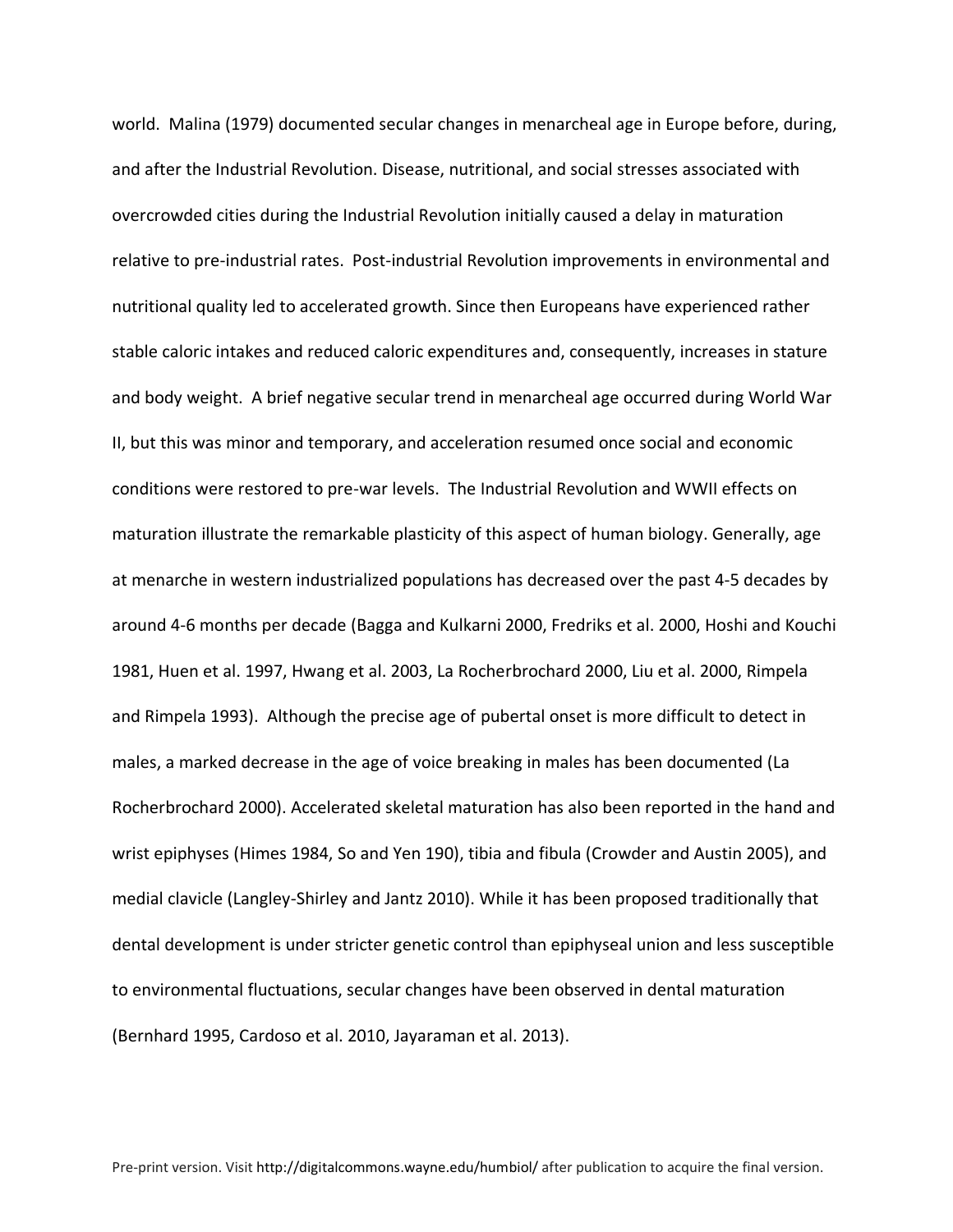world. Malina (1979) documented secular changes in menarcheal age in Europe before, during, and after the Industrial Revolution. Disease, nutritional, and social stresses associated with overcrowded cities during the Industrial Revolution initially caused a delay in maturation relative to pre-industrial rates. Post-industrial Revolution improvements in environmental and nutritional quality led to accelerated growth. Since then Europeans have experienced rather stable caloric intakes and reduced caloric expenditures and, consequently, increases in stature and body weight. A brief negative secular trend in menarcheal age occurred during World War II, but this was minor and temporary, and acceleration resumed once social and economic conditions were restored to pre-war levels. The Industrial Revolution and WWII effects on maturation illustrate the remarkable plasticity of this aspect of human biology. Generally, age at menarche in western industrialized populations has decreased over the past 4-5 decades by around 4-6 months per decade (Bagga and Kulkarni 2000, Fredriks et al. 2000, Hoshi and Kouchi 1981, Huen et al. 1997, Hwang et al. 2003, La Rocherbrochard 2000, Liu et al. 2000, Rimpela and Rimpela 1993). Although the precise age of pubertal onset is more difficult to detect in males, a marked decrease in the age of voice breaking in males has been documented (La Rocherbrochard 2000). Accelerated skeletal maturation has also been reported in the hand and wrist epiphyses (Himes 1984, So and Yen 190), tibia and fibula (Crowder and Austin 2005), and medial clavicle (Langley-Shirley and Jantz 2010). While it has been proposed traditionally that dental development is under stricter genetic control than epiphyseal union and less susceptible to environmental fluctuations, secular changes have been observed in dental maturation (Bernhard 1995, Cardoso et al. 2010, Jayaraman et al. 2013).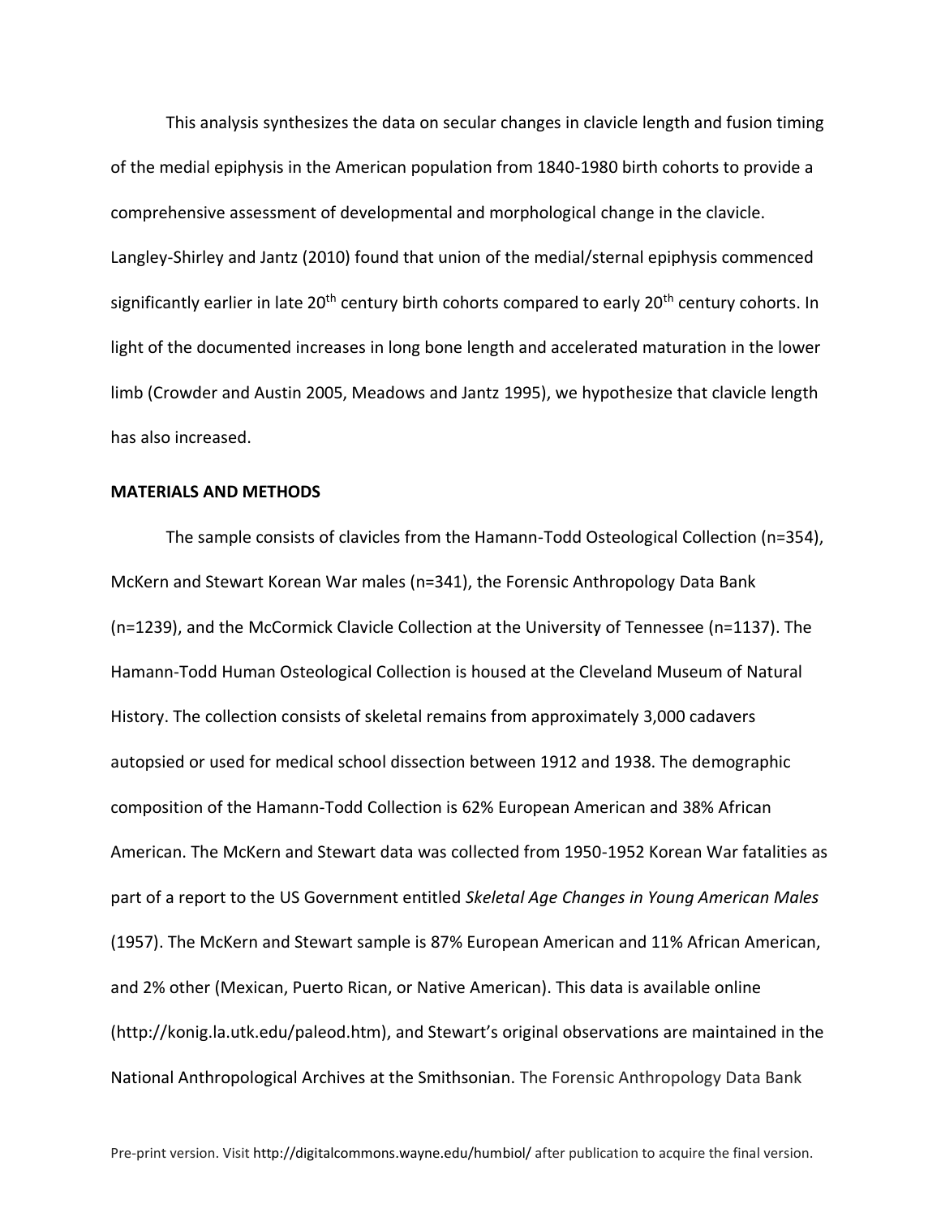This analysis synthesizes the data on secular changes in clavicle length and fusion timing of the medial epiphysis in the American population from 1840-1980 birth cohorts to provide a comprehensive assessment of developmental and morphological change in the clavicle. Langley-Shirley and Jantz (2010) found that union of the medial/sternal epiphysis commenced significantly earlier in late 20th century birth cohorts compared to early 20th century cohorts. In light of the documented increases in long bone length and accelerated maturation in the lower limb (Crowder and Austin 2005, Meadows and Jantz 1995), we hypothesize that clavicle length has also increased.

**MATERIALS AND METHODS**

The sample consists of clavicles from the Hamann-Todd Osteological Collection (n=354), McKern and Stewart Korean War males (n=341), the Forensic Anthropology Data Bank (n=1239), and the McCormick Clavicle Collection at the University of Tennessee (n=1137). The Hamann-Todd Human Osteological Collection is housed at the Cleveland Museum of Natural History. The collection consists of skeletal remains from approximately 3,000 cadavers autopsied or used for medical school dissection between 1912 and 1938. The demographic composition of the Hamann-Todd Collection is 62% European American and 38% African American. The McKern and Stewart data was collected from 1950-1952 Korean War fatalities as part of a report to the US Government entitled *Skeletal Age Changes in Young American Males* (1957). The McKern and Stewart sample is 87% European American and 11% African American, and 2% other (Mexican, Puerto Rican, or Native American). This data is available online (http://konig.la.utk.edu/paleod.htm), and Stewart's original observations are maintained in the National Anthropological Archives at the Smithsonian. The Forensic Anthropology Data Bank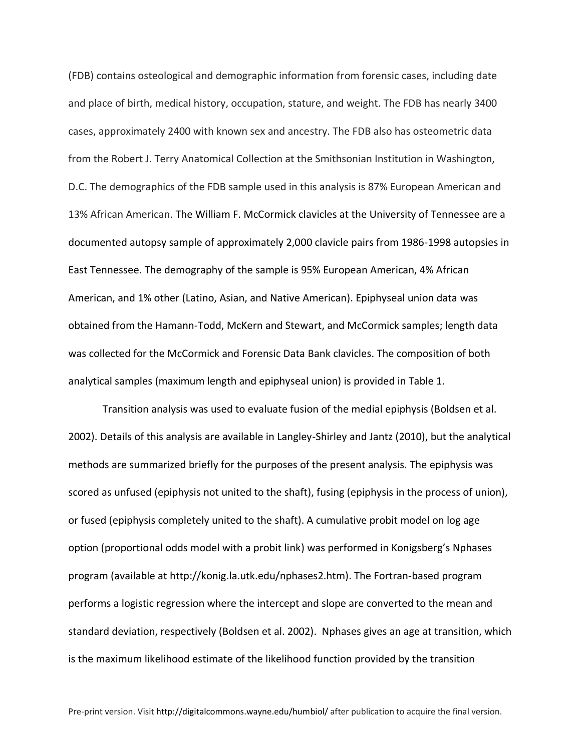(FDB) contains osteological and demographic information from forensic cases, including date and place of birth, medical history, occupation, stature, and weight. The FDB has nearly 3400 cases, approximately 2400 with known sex and ancestry. The FDB also has osteometric data from the Robert J. Terry Anatomical Collection at the Smithsonian Institution in Washington, D.C. The demographics of the FDB sample used in this analysis is 87% European American and 13% African American. The William F. McCormick clavicles at the University of Tennessee are a documented autopsy sample of approximately 2,000 clavicle pairs from 1986-1998 autopsies in East Tennessee. The demography of the sample is 95% European American, 4% African American, and 1% other (Latino, Asian, and Native American). Epiphyseal union data was obtained from the Hamann-Todd, McKern and Stewart, and McCormick samples; length data was collected for the McCormick and Forensic Data Bank clavicles. The composition of both analytical samples (maximum length and epiphyseal union) is provided in Table 1.

Transition analysis was used to evaluate fusion of the medial epiphysis (Boldsen et al. 2002). Details of this analysis are available in Langley-Shirley and Jantz (2010), but the analytical methods are summarized briefly for the purposes of the present analysis. The epiphysis was scored as unfused (epiphysis not united to the shaft), fusing (epiphysis in the process of union), or fused (epiphysis completely united to the shaft). A cumulative probit model on log age option (proportional odds model with a probit link) was performed in Konigsberg's Nphases program (available at http://konig.la.utk.edu/nphases2.htm). The Fortran-based program performs a logistic regression where the intercept and slope are converted to the mean and standard deviation, respectively (Boldsen et al. 2002). Nphases gives an age at transition, which is the maximum likelihood estimate of the likelihood function provided by the transition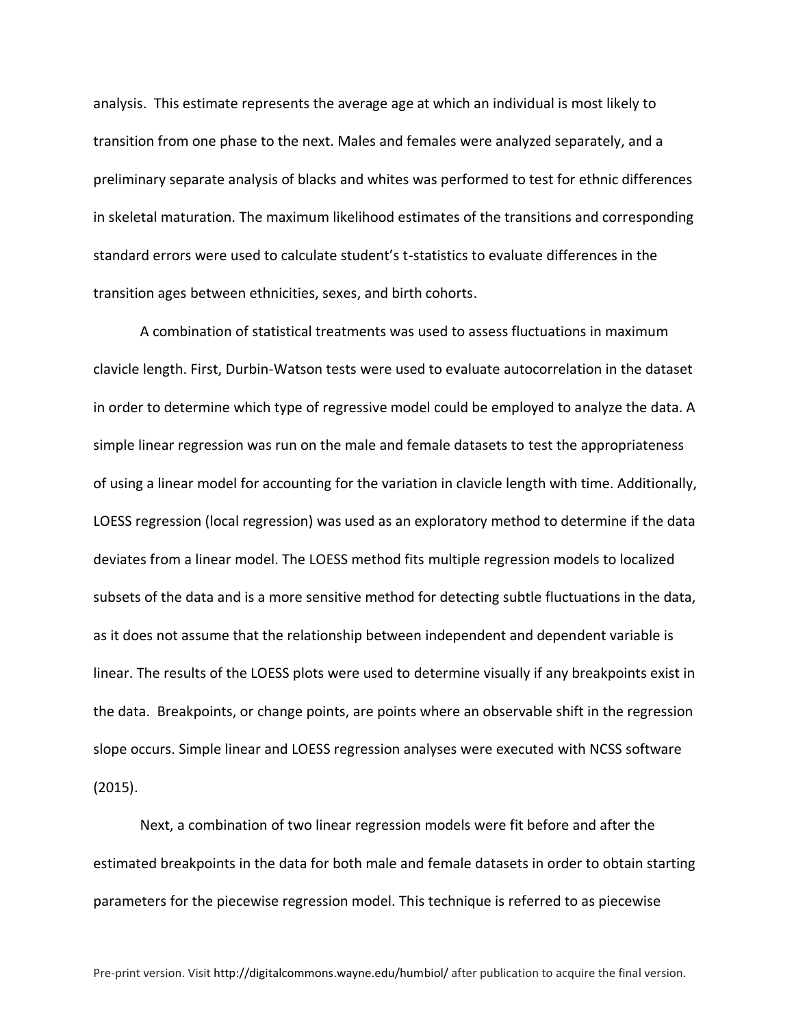analysis. This estimate represents the average age at which an individual is most likely to transition from one phase to the next. Males and females were analyzed separately, and a preliminary separate analysis of blacks and whites was performed to test for ethnic differences in skeletal maturation. The maximum likelihood estimates of the transitions and corresponding standard errors were used to calculate student's t-statistics to evaluate differences in the transition ages between ethnicities, sexes, and birth cohorts.

A combination of statistical treatments was used to assess fluctuations in maximum clavicle length. First, Durbin-Watson tests were used to evaluate autocorrelation in the dataset in order to determine which type of regressive model could be employed to analyze the data. A simple linear regression was run on the male and female datasets to test the appropriateness of using a linear model for accounting for the variation in clavicle length with time. Additionally, LOESS regression (local regression) was used as an exploratory method to determine if the data deviates from a linear model. The LOESS method fits multiple regression models to localized subsets of the data and is a more sensitive method for detecting subtle fluctuations in the data, as it does not assume that the relationship between independent and dependent variable is linear. The results of the LOESS plots were used to determine visually if any breakpoints exist in the data. Breakpoints, or change points, are points where an observable shift in the regression slope occurs. Simple linear and LOESS regression analyses were executed with NCSS software (2015).

Next, a combination of two linear regression models were fit before and after the estimated breakpoints in the data for both male and female datasets in order to obtain starting parameters for the piecewise regression model. This technique is referred to as piecewise

Pre-print version. Visit http://digitalcommons.wayne.edu/humbiol/ after publication to acquire the final version.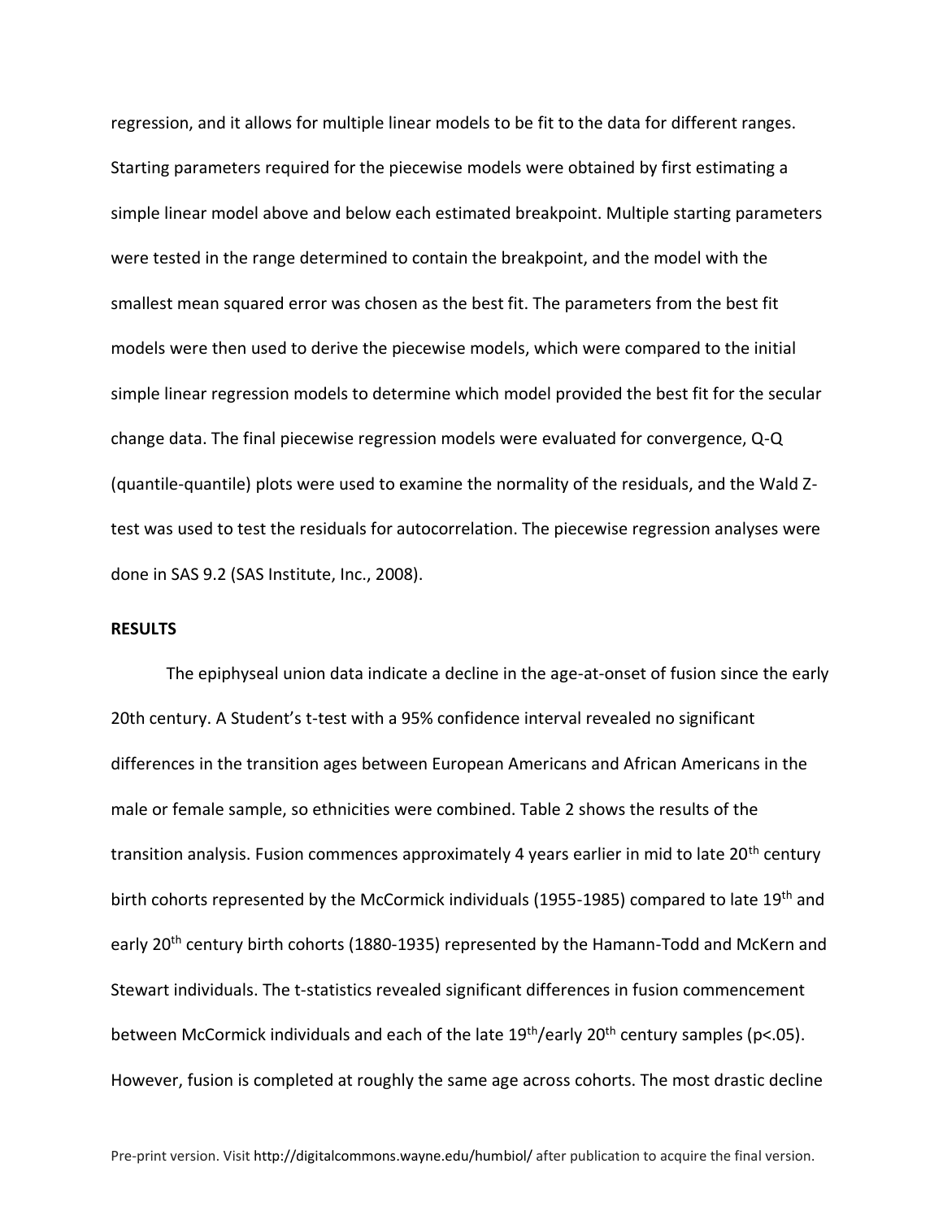regression, and it allows for multiple linear models to be fit to the data for different ranges. Starting parameters required for the piecewise models were obtained by first estimating a simple linear model above and below each estimated breakpoint. Multiple starting parameters were tested in the range determined to contain the breakpoint, and the model with the smallest mean squared error was chosen as the best fit. The parameters from the best fit models were then used to derive the piecewise models, which were compared to the initial simple linear regression models to determine which model provided the best fit for the secular change data. The final piecewise regression models were evaluated for convergence, Q-Q (quantile-quantile) plots were used to examine the normality of the residuals, and the Wald Z-test was used to test the residuals for autocorrelation. The piecewise regression analyses were done in SAS 9.2 (SAS Institute, Inc., 2008).

**RESULTS**

The epiphyseal union data indicate a decline in the age-at-onset of fusion since the early 20th century. A Student's t-test with a 95% confidence interval revealed no significant differences in the transition ages between European Americans and African Americans in the male or female sample, so ethnicities were combined. Table 2 shows the results of the transition analysis. Fusion commences approximately 4 years earlier in mid to late 20th century birth cohorts represented by the McCormick individuals (1955-1985) compared to late 19th and early 20th century birth cohorts (1880-1935) represented by the Hamann-Todd and McKern and Stewart individuals. The t-statistics revealed significant differences in fusion commencement between McCormick individuals and each of the late 19th/early 20th century samples ($p<.05$). However, fusion is completed at roughly the same age across cohorts. The most drastic decline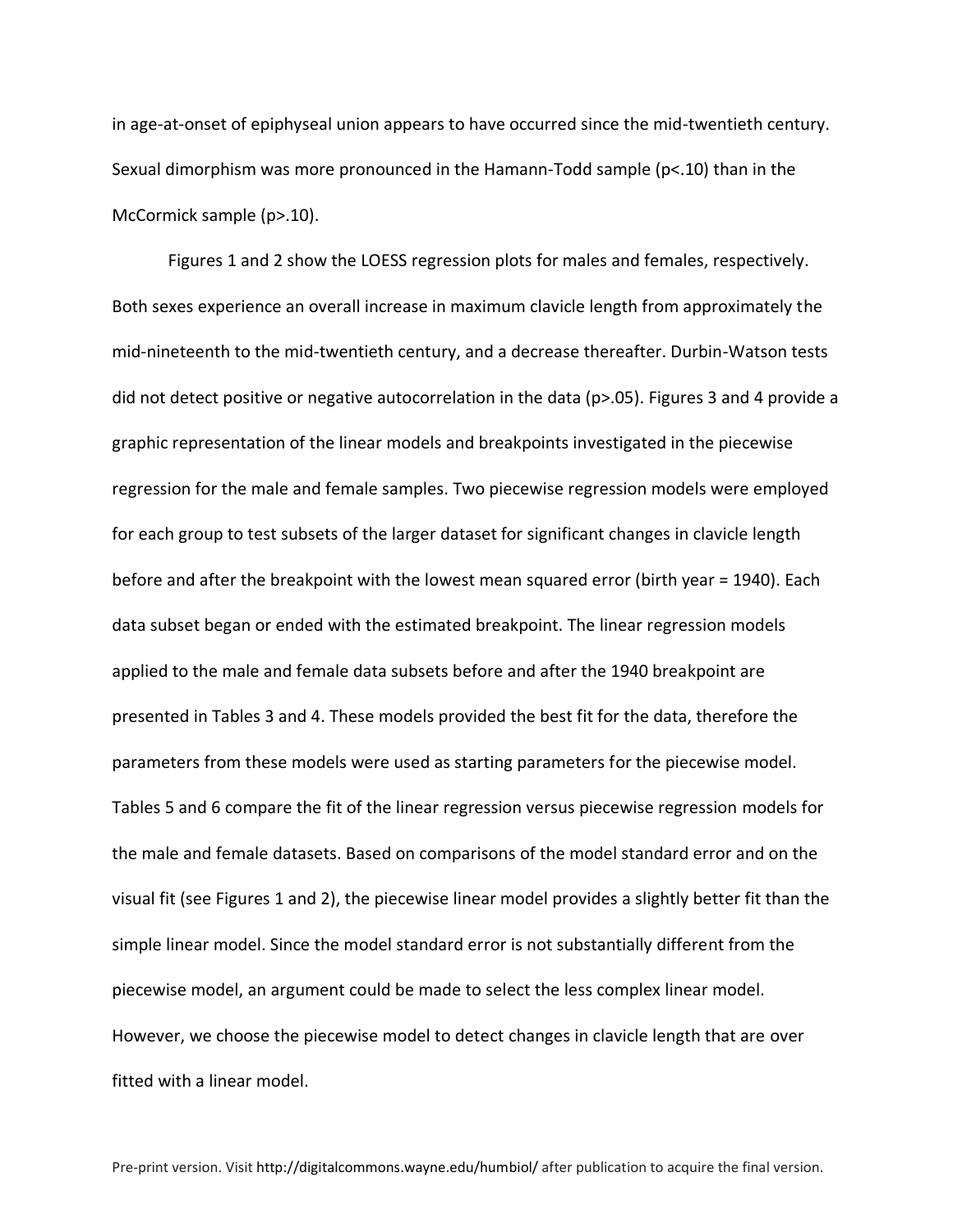in age-at-onset of epiphyseal union appears to have occurred since the mid-twentieth century. Sexual dimorphism was more pronounced in the Hamann-Todd sample ($p<.10$) than in the McCormick sample ($p>.10$).

Figures 1 and 2 show the LOESS regression plots for males and females, respectively. Both sexes experience an overall increase in maximum clavicle length from approximately the mid-nineteenth to the mid-twentieth century, and a decrease thereafter. Durbin-Watson tests did not detect positive or negative autocorrelation in the data ($p>.05$). Figures 3 and 4 provide a graphic representation of the linear models and breakpoints investigated in the piecewise regression for the male and female samples. Two piecewise regression models were employed for each group to test subsets of the larger dataset for significant changes in clavicle length before and after the breakpoint with the lowest mean squared error (birth year = 1940). Each data subset began or ended with the estimated breakpoint. The linear regression models applied to the male and female data subsets before and after the 1940 breakpoint are presented in Tables 3 and 4. These models provided the best fit for the data, therefore the parameters from these models were used as starting parameters for the piecewise model. Tables 5 and 6 compare the fit of the linear regression versus piecewise regression models for the male and female datasets. Based on comparisons of the model standard error and on the visual fit (see Figures 1 and 2), the piecewise linear model provides a slightly better fit than the simple linear model. Since the model standard error is not substantially different from the piecewise model, an argument could be made to select the less complex linear model. However, we choose the piecewise model to detect changes in clavicle length that are over fitted with a linear model.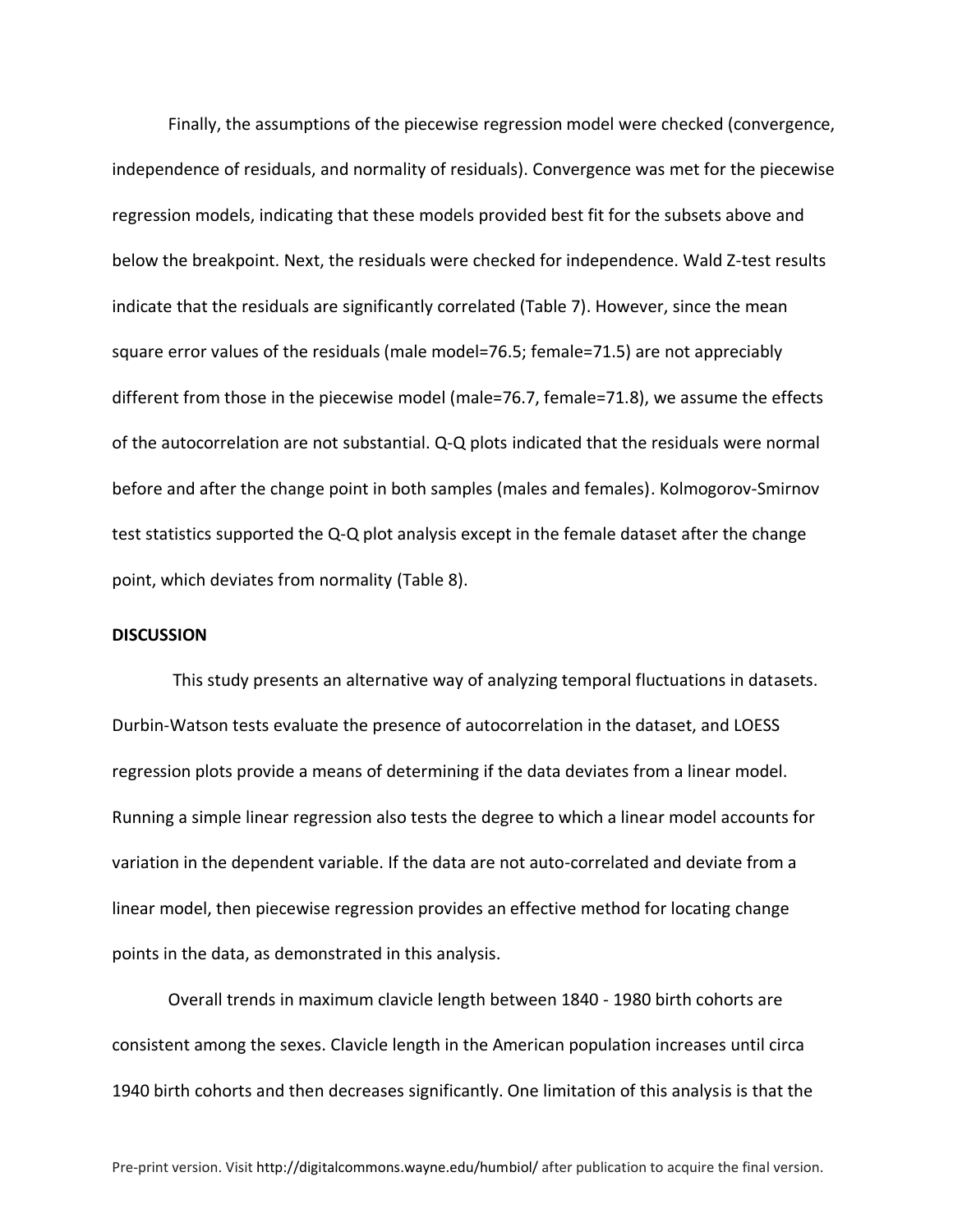Finally, the assumptions of the piecewise regression model were checked (convergence, independence of residuals, and normality of residuals). Convergence was met for the piecewise regression models, indicating that these models provided best fit for the subsets above and below the breakpoint. Next, the residuals were checked for independence. Wald Z-test results indicate that the residuals are significantly correlated (Table 7). However, since the mean square error values of the residuals (male model=76.5; female=71.5) are not appreciably different from those in the piecewise model (male=76.7, female=71.8), we assume the effects of the autocorrelation are not substantial. Q-Q plots indicated that the residuals were normal before and after the change point in both samples (males and females). Kolmogorov-Smirnov test statistics supported the Q-Q plot analysis except in the female dataset after the change point, which deviates from normality (Table 8).

**DISCUSSION**

This study presents an alternative way of analyzing temporal fluctuations in datasets. Durbin-Watson tests evaluate the presence of autocorrelation in the dataset, and LOESS regression plots provide a means of determining if the data deviates from a linear model. Running a simple linear regression also tests the degree to which a linear model accounts for variation in the dependent variable. If the data are not auto-correlated and deviate from a linear model, then piecewise regression provides an effective method for locating change points in the data, as demonstrated in this analysis.

Overall trends in maximum clavicle length between 1840 - 1980 birth cohorts are consistent among the sexes. Clavicle length in the American population increases until circa 1940 birth cohorts and then decreases significantly. One limitation of this analysis is that the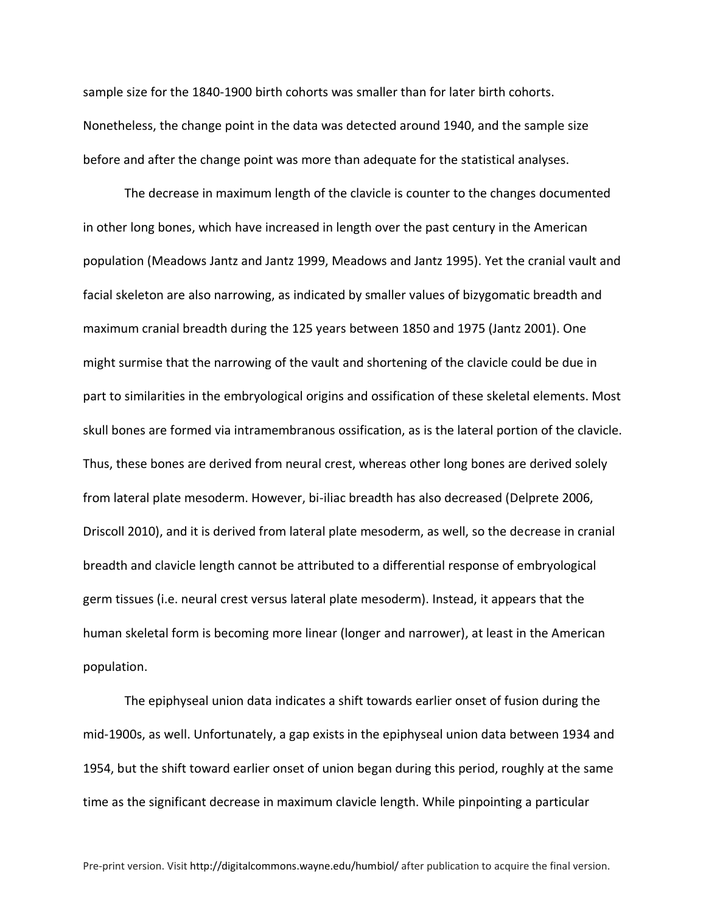sample size for the 1840-1900 birth cohorts was smaller than for later birth cohorts. Nonetheless, the change point in the data was detected around 1940, and the sample size before and after the change point was more than adequate for the statistical analyses.

The decrease in maximum length of the clavicle is counter to the changes documented in other long bones, which have increased in length over the past century in the American population (Meadows Jantz and Jantz 1999, Meadows and Jantz 1995). Yet the cranial vault and facial skeleton are also narrowing, as indicated by smaller values of bizygomatic breadth and maximum cranial breadth during the 125 years between 1850 and 1975 (Jantz 2001). One might surmise that the narrowing of the vault and shortening of the clavicle could be due in part to similarities in the embryological origins and ossification of these skeletal elements. Most skull bones are formed via intramembranous ossification, as is the lateral portion of the clavicle. Thus, these bones are derived from neural crest, whereas other long bones are derived solely from lateral plate mesoderm. However, bi-iliac breadth has also decreased (Delprete 2006, Driscoll 2010), and it is derived from lateral plate mesoderm, as well, so the decrease in cranial breadth and clavicle length cannot be attributed to a differential response of embryological germ tissues (i.e. neural crest versus lateral plate mesoderm). Instead, it appears that the human skeletal form is becoming more linear (longer and narrower), at least in the American population.

The epiphyseal union data indicates a shift towards earlier onset of fusion during the mid-1900s, as well. Unfortunately, a gap exists in the epiphyseal union data between 1934 and 1954, but the shift toward earlier onset of union began during this period, roughly at the same time as the significant decrease in maximum clavicle length. While pinpointing a particular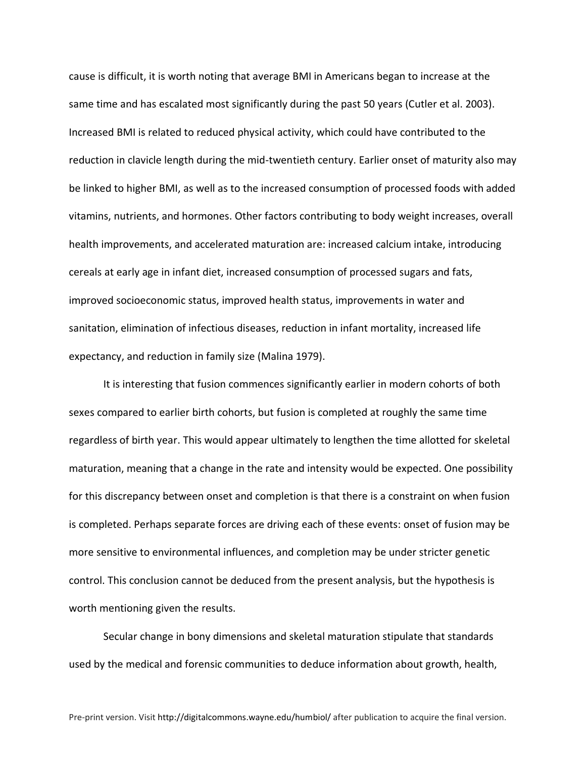cause is difficult, it is worth noting that average BMI in Americans began to increase at the same time and has escalated most significantly during the past 50 years (Cutler et al. 2003). Increased BMI is related to reduced physical activity, which could have contributed to the reduction in clavicle length during the mid-twentieth century. Earlier onset of maturity also may be linked to higher BMI, as well as to the increased consumption of processed foods with added vitamins, nutrients, and hormones. Other factors contributing to body weight increases, overall health improvements, and accelerated maturation are: increased calcium intake, introducing cereals at early age in infant diet, increased consumption of processed sugars and fats, improved socioeconomic status, improved health status, improvements in water and sanitation, elimination of infectious diseases, reduction in infant mortality, increased life expectancy, and reduction in family size (Malina 1979).

It is interesting that fusion commences significantly earlier in modern cohorts of both sexes compared to earlier birth cohorts, but fusion is completed at roughly the same time regardless of birth year. This would appear ultimately to lengthen the time allotted for skeletal maturation, meaning that a change in the rate and intensity would be expected. One possibility for this discrepancy between onset and completion is that there is a constraint on when fusion is completed. Perhaps separate forces are driving each of these events: onset of fusion may be more sensitive to environmental influences, and completion may be under stricter genetic control. This conclusion cannot be deduced from the present analysis, but the hypothesis is worth mentioning given the results.

Secular change in bony dimensions and skeletal maturation stipulate that standards used by the medical and forensic communities to deduce information about growth, health,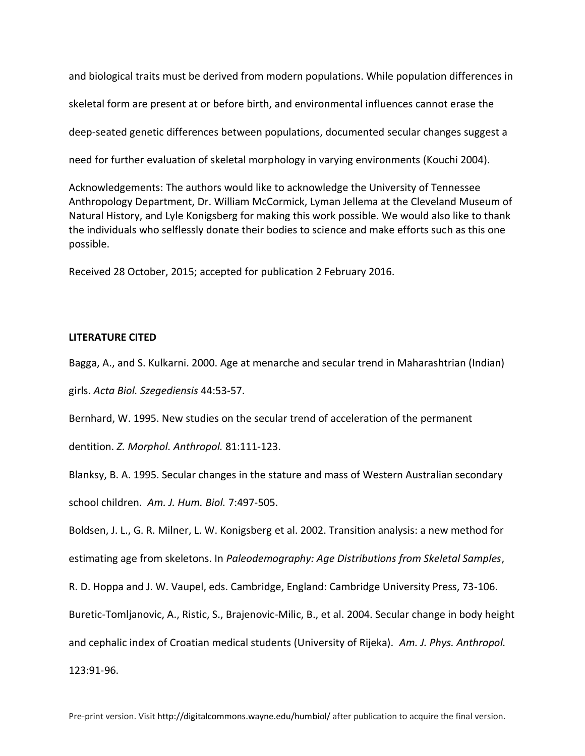and biological traits must be derived from modern populations. While population differences in skeletal form are present at or before birth, and environmental influences cannot erase the deep-seated genetic differences between populations, documented secular changes suggest a need for further evaluation of skeletal morphology in varying environments (Kouchi 2004).

Acknowledgements: The authors would like to acknowledge the University of Tennessee Anthropology Department, Dr. William McCormick, Lyman Jellema at the Cleveland Museum of Natural History, and Lyle Konigsberg for making this work possible. We would also like to thank the individuals who selflessly donate their bodies to science and make efforts such as this one possible.

Received 28 October, 2015; accepted for publication 2 February 2016.

**LITERATURE CITED**

Bagga, A., and S. Kulkarni. 2000. Age at menarche and secular trend in Maharashtrian (Indian) girls. *Acta Biol. Szegediensis* 44:53-57.

Bernhard, W. 1995. New studies on the secular trend of acceleration of the permanent dentition. *Z. Morphol. Anthropol.* 81:111-123.

Blanksy, B. A. 1995. Secular changes in the stature and mass of Western Australian secondary school children. *Am. J. Hum. Biol.* 7:497-505.

Boldsen, J. L., G. R. Milner, L. W. Konigsberg et al. 2002. Transition analysis: a new method for estimating age from skeletons. In *Paleodemography: Age Distributions from Skeletal Samples*, R. D. Hoppa and J. W. Vaupel, eds. Cambridge, England: Cambridge University Press, 73-106.

Buretic-Tomljanovic, A., Ristic, S., Brajenovic-Milic, B., et al. 2004. Secular change in body height and cephalic index of Croatian medical students (University of Rijeka). *Am. J. Phys. Anthropol.* 123:91-96.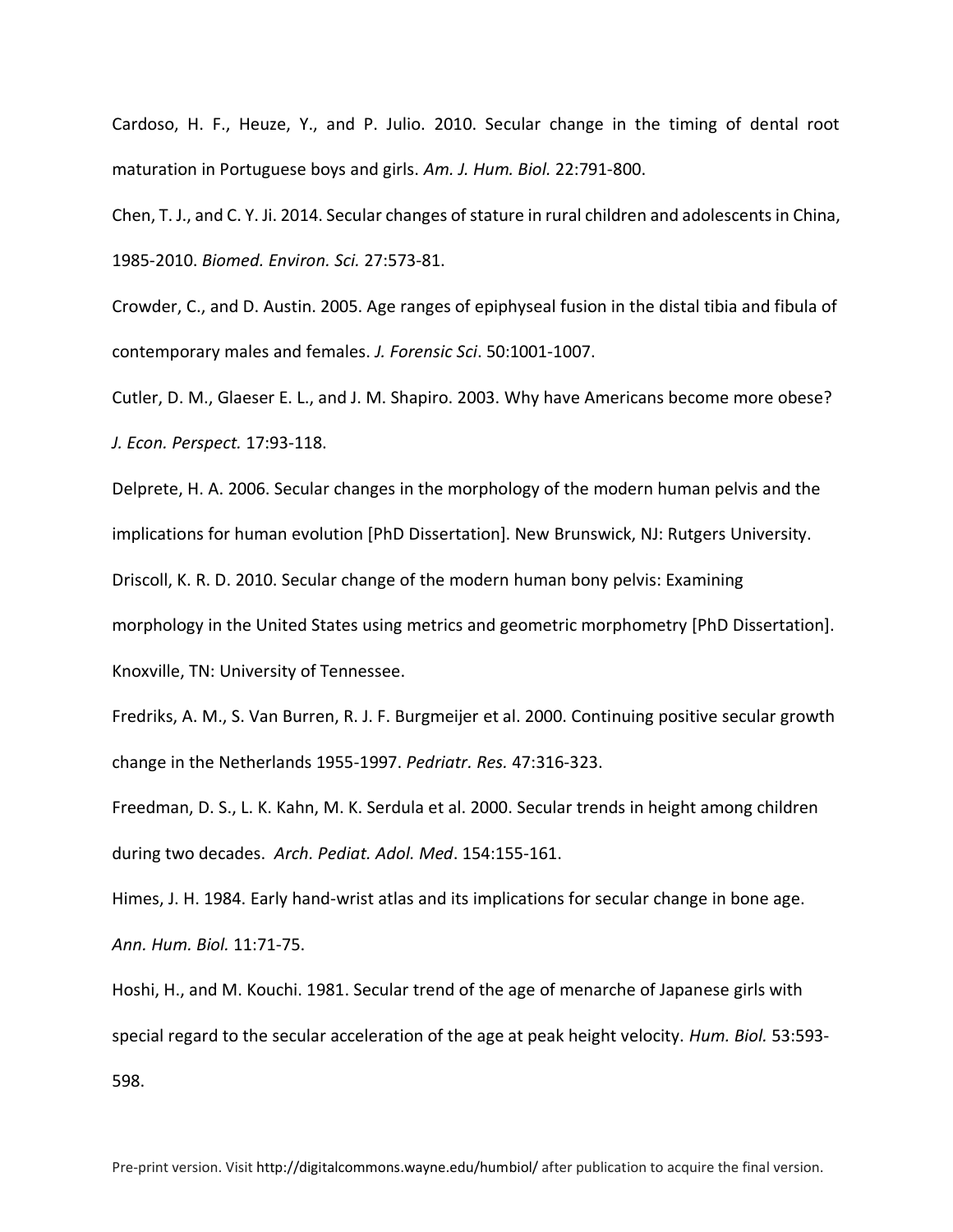Cardoso, H. F., Heuze, Y., and P. Julio. 2010. Secular change in the timing of dental root maturation in Portuguese boys and girls. *Am. J. Hum. Biol.* 22:791-800.

Chen, T. J., and C. Y. Ji. 2014. Secular changes of stature in rural children and adolescents in China, 1985-2010. *Biomed. Environ. Sci.* 27:573-81.

Crowder, C., and D. Austin. 2005. Age ranges of epiphyseal fusion in the distal tibia and fibula of contemporary males and females. *J. Forensic Sci*. 50:1001-1007.

Cutler, D. M., Glaeser E. L., and J. M. Shapiro. 2003. Why have Americans become more obese? *J. Econ. Perspect.* 17:93-118.

Delprete, H. A. 2006. Secular changes in the morphology of the modern human pelvis and the implications for human evolution [PhD Dissertation]. New Brunswick, NJ: Rutgers University.

Driscoll, K. R. D. 2010. Secular change of the modern human bony pelvis: Examining morphology in the United States using metrics and geometric morphometry [PhD Dissertation]. Knoxville, TN: University of Tennessee.

Fredriks, A. M., S. Van Burren, R. J. F. Burgmeijer et al. 2000. Continuing positive secular growth change in the Netherlands 1955-1997. *Pedriatr. Res.* 47:316-323.

Freedman, D. S., L. K. Kahn, M. K. Serdula et al. 2000. Secular trends in height among children during two decades. *Arch. Pediat. Adol. Med*. 154:155-161.

Himes, J. H. 1984. Early hand-wrist atlas and its implications for secular change in bone age. *Ann. Hum. Biol.* 11:71-75.

Hoshi, H., and M. Kouchi. 1981. Secular trend of the age of menarche of Japanese girls with special regard to the secular acceleration of the age at peak height velocity. *Hum. Biol.* 53:593-598.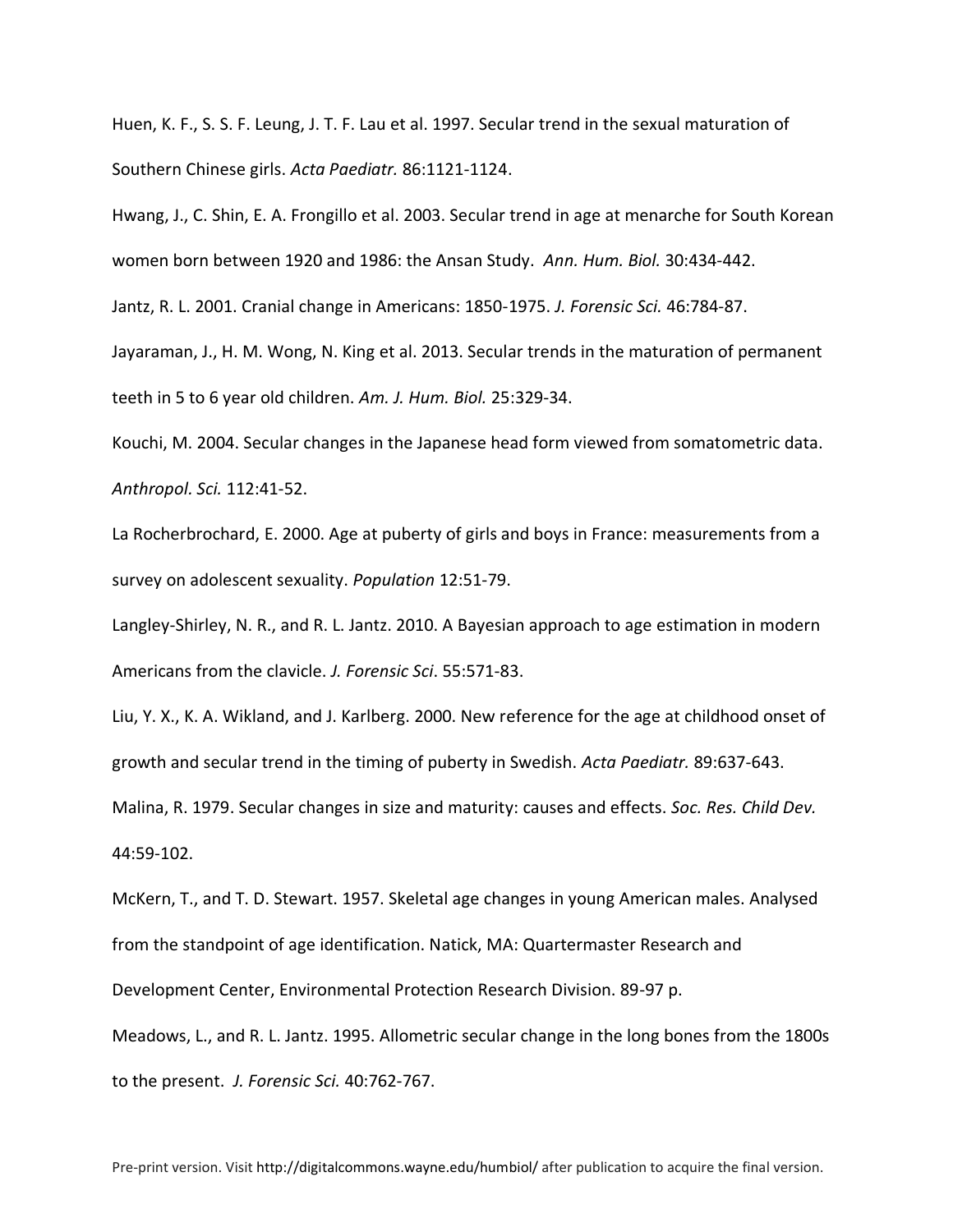Huen, K. F., S. S. F. Leung, J. T. F. Lau et al. 1997. Secular trend in the sexual maturation of Southern Chinese girls. *Acta Paediatr.* 86:1121-1124.

Hwang, J., C. Shin, E. A. Frongillo et al. 2003. Secular trend in age at menarche for South Korean women born between 1920 and 1986: the Ansan Study. *Ann. Hum. Biol.* 30:434-442.

Jantz, R. L. 2001. Cranial change in Americans: 1850-1975. *J. Forensic Sci.* 46:784-87.

Jayaraman, J., H. M. Wong, N. King et al. 2013. Secular trends in the maturation of permanent teeth in 5 to 6 year old children. *Am. J. Hum. Biol.* 25:329-34.

Kouchi, M. 2004. Secular changes in the Japanese head form viewed from somatometric data. *Anthropol. Sci.* 112:41-52.

La Rocherbrochard, E. 2000. Age at puberty of girls and boys in France: measurements from a survey on adolescent sexuality. *Population* 12:51-79.

Langley-Shirley, N. R., and R. L. Jantz. 2010. A Bayesian approach to age estimation in modern Americans from the clavicle. *J. Forensic Sci*. 55:571-83.

Liu, Y. X., K. A. Wikland, and J. Karlberg. 2000. New reference for the age at childhood onset of growth and secular trend in the timing of puberty in Swedish. *Acta Paediatr.* 89:637-643.

Malina, R. 1979. Secular changes in size and maturity: causes and effects. *Soc. Res. Child Dev.* 44:59-102.

McKern, T., and T. D. Stewart. 1957. Skeletal age changes in young American males. Analysed from the standpoint of age identification. Natick, MA: Quartermaster Research and Development Center, Environmental Protection Research Division. 89-97 p.

Meadows, L., and R. L. Jantz. 1995. Allometric secular change in the long bones from the 1800s to the present. *J. Forensic Sci.* 40:762-767.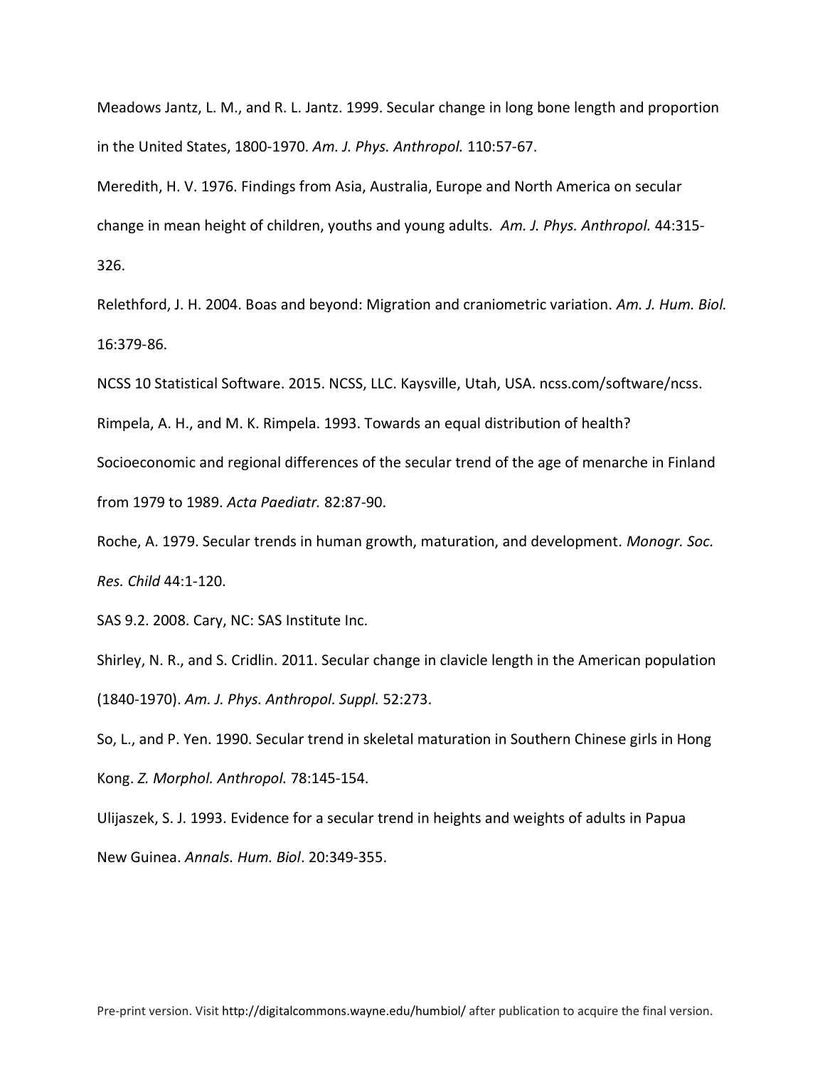Meadows Jantz, L. M., and R. L. Jantz. 1999. Secular change in long bone length and proportion in the United States, 1800-1970. *Am. J. Phys. Anthropol.* 110:57-67.

Meredith, H. V. 1976. Findings from Asia, Australia, Europe and North America on secular change in mean height of children, youths and young adults. *Am. J. Phys. Anthropol.* 44:315-326.

Relethford, J. H. 2004. Boas and beyond: Migration and craniometric variation. *Am. J. Hum. Biol.* 16:379-86.

NCSS 10 Statistical Software. 2015. NCSS, LLC. Kaysville, Utah, USA. ncss.com/software/ncss.

Rimpela, A. H., and M. K. Rimpela. 1993. Towards an equal distribution of health? Socioeconomic and regional differences of the secular trend of the age of menarche in Finland from 1979 to 1989. *Acta Paediatr.* 82:87-90.

Roche, A. 1979. Secular trends in human growth, maturation, and development. *Monogr. Soc. Res. Child* 44:1-120.

SAS 9.2. 2008. Cary, NC: SAS Institute Inc.

Shirley, N. R., and S. Cridlin. 2011. Secular change in clavicle length in the American population (1840-1970). *Am. J. Phys. Anthropol. Suppl.* 52:273.

So, L., and P. Yen. 1990. Secular trend in skeletal maturation in Southern Chinese girls in Hong Kong. *Z. Morphol. Anthropol.* 78:145-154.

Ulijaszek, S. J. 1993. Evidence for a secular trend in heights and weights of adults in Papua New Guinea. *Annals. Hum. Biol*. 20:349-355.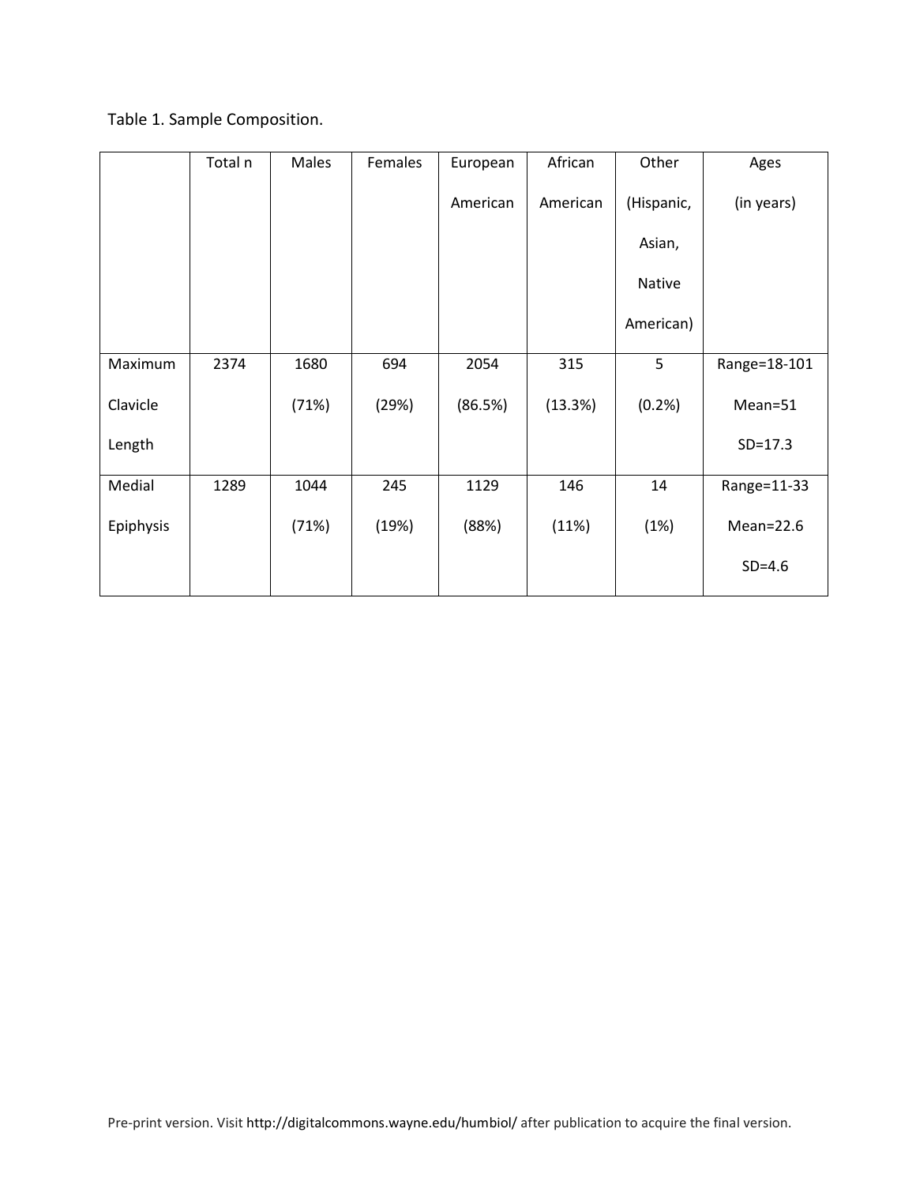Table 1. Sample Composition.

| | Total n | Males | Females | European American | African American | Other (Hispanic, Asian, Native American) | Ages (in years) |
|---|---|---|---|---|---|---|---|
| Maximum Clavicle Length | 2374 | 1680 (71%) | 694 (29%) | 2054 (86.5%) | 315 (13.3%) | 5 (0.2%) | Range=18-101 Mean=51 SD=17.3 |
| Medial Epiphysis | 1289 | 1044 (71%) | 245 (19%) | 1129 (88%) | 146 (11%) | 14 (1%) | Range=11-33 Mean=22.6 SD=4.6 |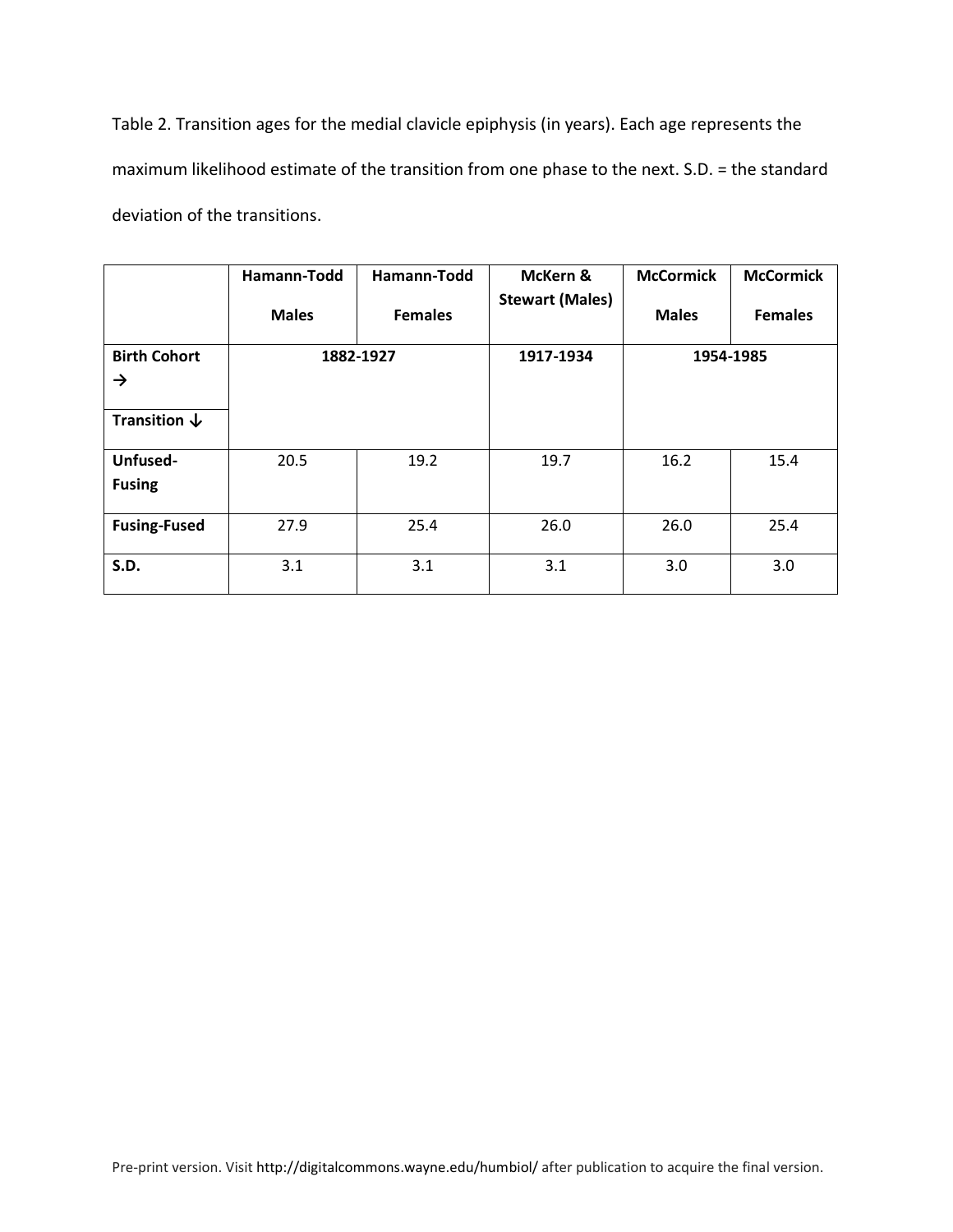Table 2. Transition ages for the medial clavicle epiphysis (in years). Each age represents the maximum likelihood estimate of the transition from one phase to the next. S.D. = the standard deviation of the transitions.

| | Hamann-Todd Males | Hamann-Todd Females | McKern & Stewart (Males) | McCormick Males | McCormick Females |
|---|---|---|---|---|---|
| **Birth Cohort →** <br> **Transition ↓** | 1882-1927 | | 1917-1934 | 1954-1985 | |
| **Unfused-Fusing** | 20.5 | 19.2 | 19.7 | 16.2 | 15.4 |
| **Fusing-Fused** | 27.9 | 25.4 | 26.0 | 26.0 | 25.4 |
| **S.D.** | 3.1 | 3.1 | 3.1 | 3.0 | 3.0 |

Pre-print version. Visit http://digitalcommons.wayne.edu/humbiol/ after publication to acquire the final version.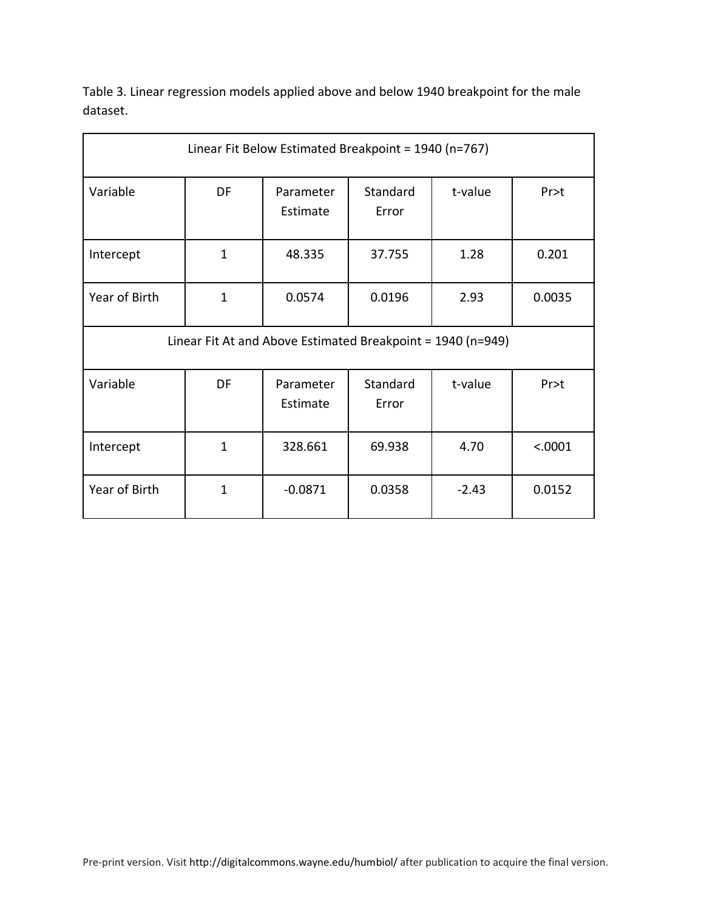Table 3. Linear regression models applied above and below 1940 breakpoint for the male dataset.

| Linear Fit Below Estimated Breakpoint = 1940 (n=767) | | | | | |
|---|---|---|---|---|---|
| Variable | DF | Parameter Estimate | Standard Error | t-value | Pr>t |
| Intercept | 1 | 48.335 | 37.755 | 1.28 | 0.201 |
| Year of Birth | 1 | 0.0574 | 0.0196 | 2.93 | 0.0035 |
| **Linear Fit At and Above Estimated Breakpoint = 1940 (n=949)** | | | | | |
| Variable | DF | Parameter Estimate | Standard Error | t-value | Pr>t |
| Intercept | 1 | 328.661 | 69.938 | 4.70 | <.0001 |
| Year of Birth | 1 | -0.0871 | 0.0358 | -2.43 | 0.0152 |

Pre-print version. Visit http://digitalcommons.wayne.edu/humbiol/ after publication to acquire the final version.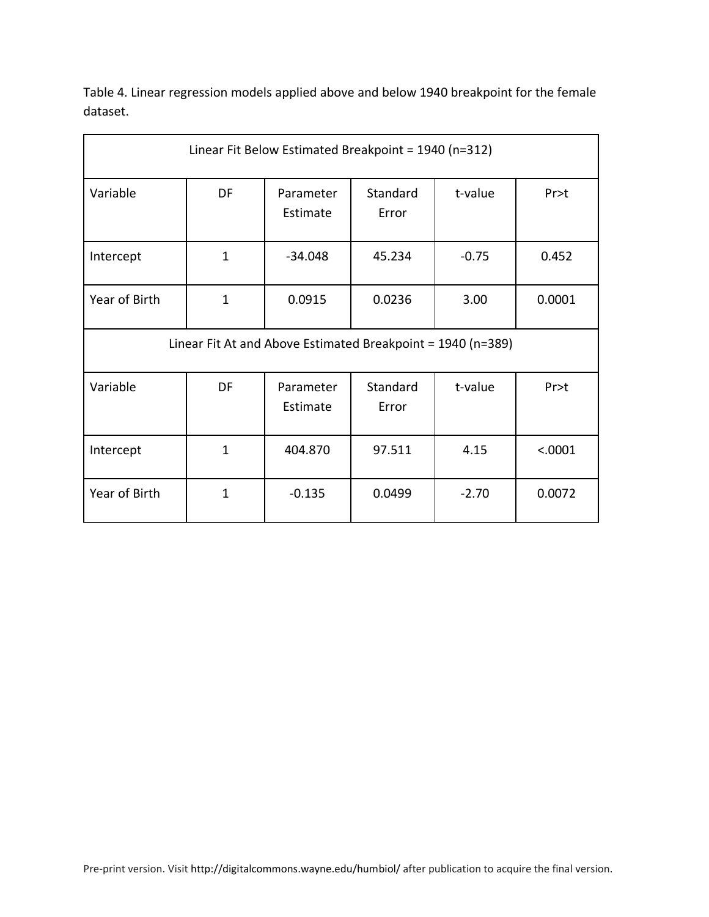Table 4. Linear regression models applied above and below 1940 breakpoint for the female dataset.

| Linear Fit Below Estimated Breakpoint = 1940 (n=312) | | | | | |
|---|---|---|---|---|---|
| Variable | DF | Parameter Estimate | Standard Error | t-value | Pr>t |
| Intercept | 1 | -34.048 | 45.234 | -0.75 | 0.452 |
| Year of Birth | 1 | 0.0915 | 0.0236 | 3.00 | 0.0001 |
| **Linear Fit At and Above Estimated Breakpoint = 1940 (n=389)** | | | | | |
| Variable | DF | Parameter Estimate | Standard Error | t-value | Pr>t |
| Intercept | 1 | 404.870 | 97.511 | 4.15 | <.0001 |
| Year of Birth | 1 | -0.135 | 0.0499 | -2.70 | 0.0072 |

Pre-print version. Visit http://digitalcommons.wayne.edu/humbiol/ after publication to acquire the final version.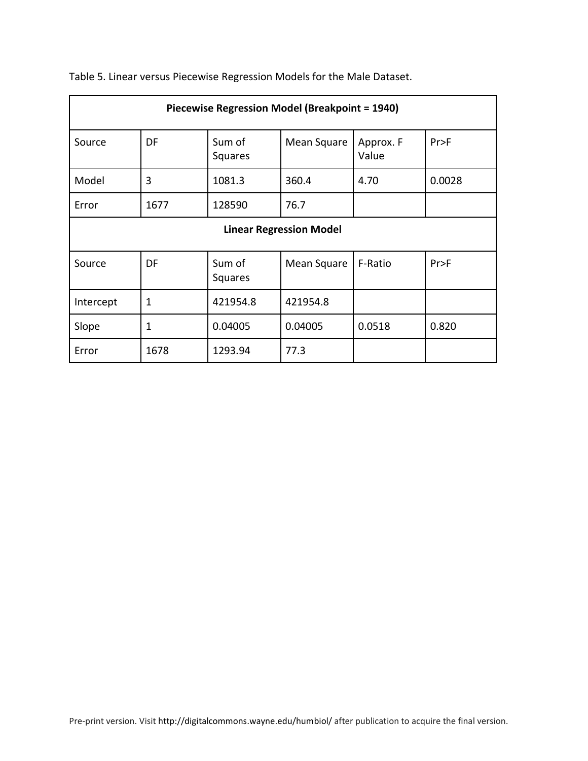Table 5. Linear versus Piecewise Regression Models for the Male Dataset.

| **Piecewise Regression Model (Breakpoint = 1940)** | | | | | |
|---|---|---|---|---|---|
| Source | DF | Sum of Squares | Mean Square | Approx. F Value | Pr>F |
| Model | 3 | 1081.3 | 360.4 | 4.70 | 0.0028 |
| Error | 1677 | 128590 | 76.7 | | |
| **Linear Regression Model** | | | | | |
| Source | DF | Sum of Squares | Mean Square | F-Ratio | Pr>F |
| Intercept | 1 | 421954.8 | 421954.8 | | |
| Slope | 1 | 0.04005 | 0.04005 | 0.0518 | 0.820 |
| Error | 1678 | 1293.94 | 77.3 | | |

Pre-print version. Visit http://digitalcommons.wayne.edu/humbiol/ after publication to acquire the final version.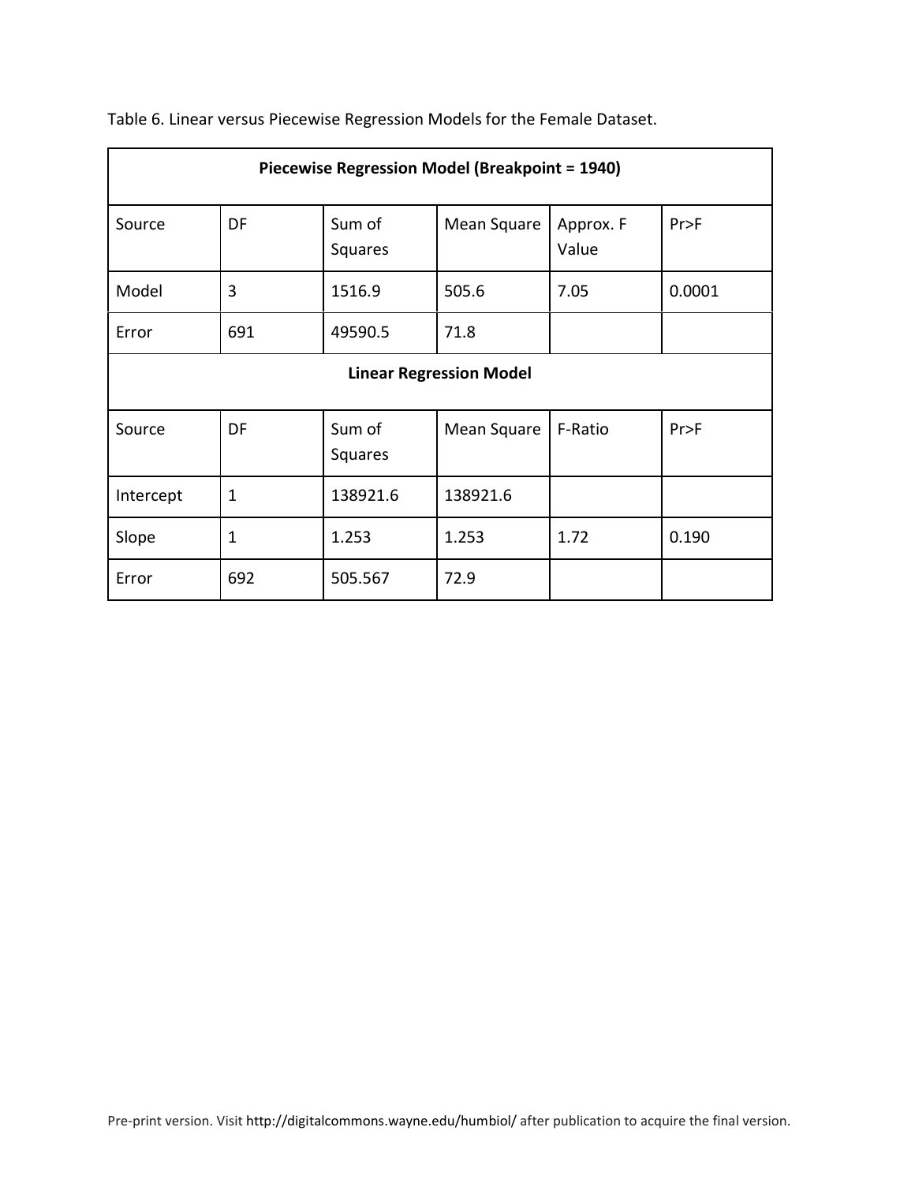Table 6. Linear versus Piecewise Regression Models for the Female Dataset.

| **Piecewise Regression Model (Breakpoint = 1940)** | | | | | |
|---|---|---|---|---|---|
| Source | DF | Sum of Squares | Mean Square | Approx. F Value | Pr>F |
| Model | 3 | 1516.9 | 505.6 | 7.05 | 0.0001 |
| Error | 691 | 49590.5 | 71.8 | | |
| **Linear Regression Model** | | | | | |
| Source | DF | Sum of Squares | Mean Square | F-Ratio | Pr>F |
| Intercept | 1 | 138921.6 | 138921.6 | | |
| Slope | 1 | 1.253 | 1.253 | 1.72 | 0.190 |
| Error | 692 | 505.567 | 72.9 | | |

Pre-print version. Visit http://digitalcommons.wayne.edu/humbiol/ after publication to acquire the final version.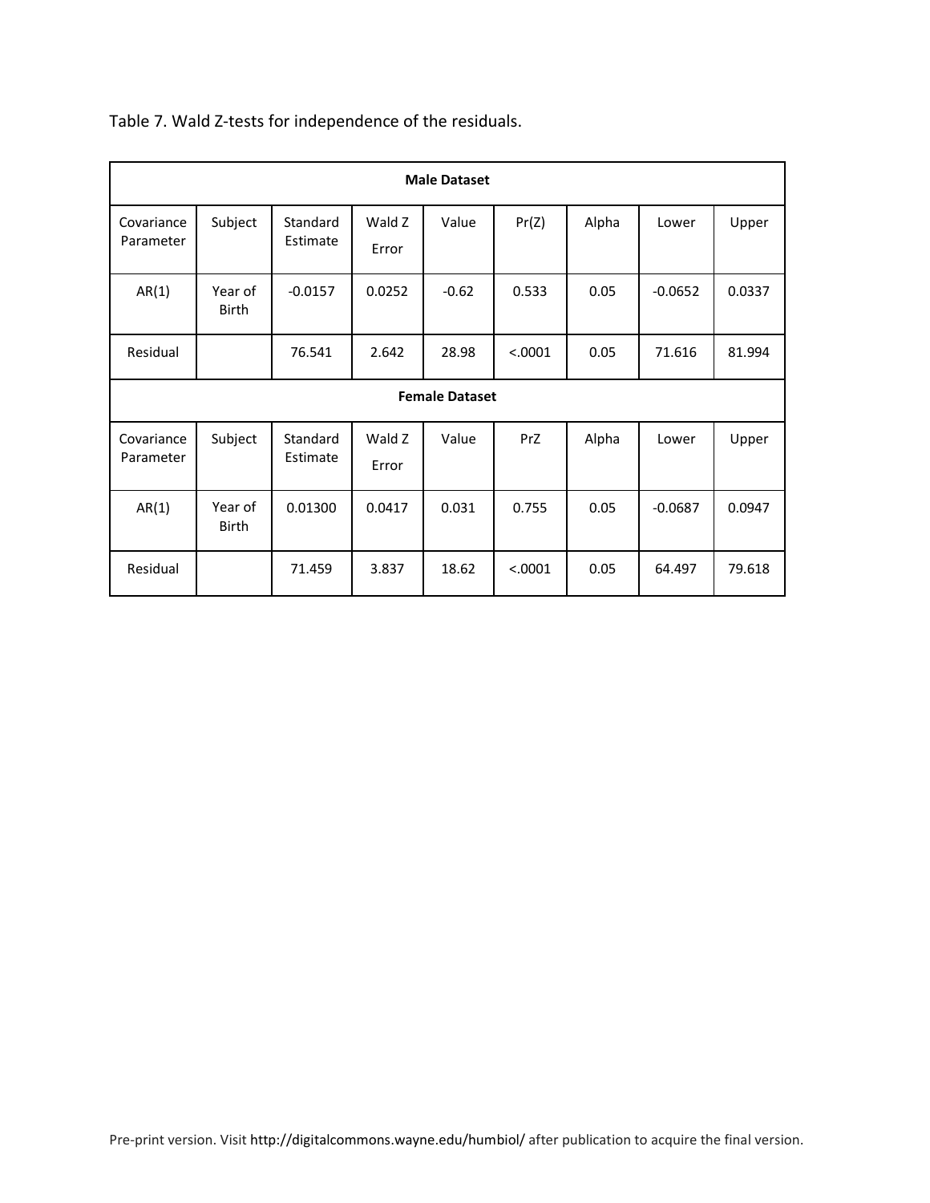Table 7. Wald Z-tests for independence of the residuals.

| Male Dataset | | | | | | | | |
|---|---|---|---|---|---|---|---|---|
| Covariance Parameter | Subject | Standard Estimate | Wald Z Error | Value | Pr(Z) | Alpha | Lower | Upper |
| AR(1) | Year of Birth | -0.0157 | 0.0252 | -0.62 | 0.533 | 0.05 | -0.0652 | 0.0337 |
| Residual | | 76.541 | 2.642 | 28.98 | <.0001 | 0.05 | 71.616 | 81.994 |
| **Female Dataset** | | | | | | | | |
| Covariance Parameter | Subject | Standard Estimate | Wald Z Error | Value | PrZ | Alpha | Lower | Upper |
| AR(1) | Year of Birth | 0.01300 | 0.0417 | 0.031 | 0.755 | 0.05 | -0.0687 | 0.0947 |
| Residual | | 71.459 | 3.837 | 18.62 | <.0001 | 0.05 | 64.497 | 79.618 |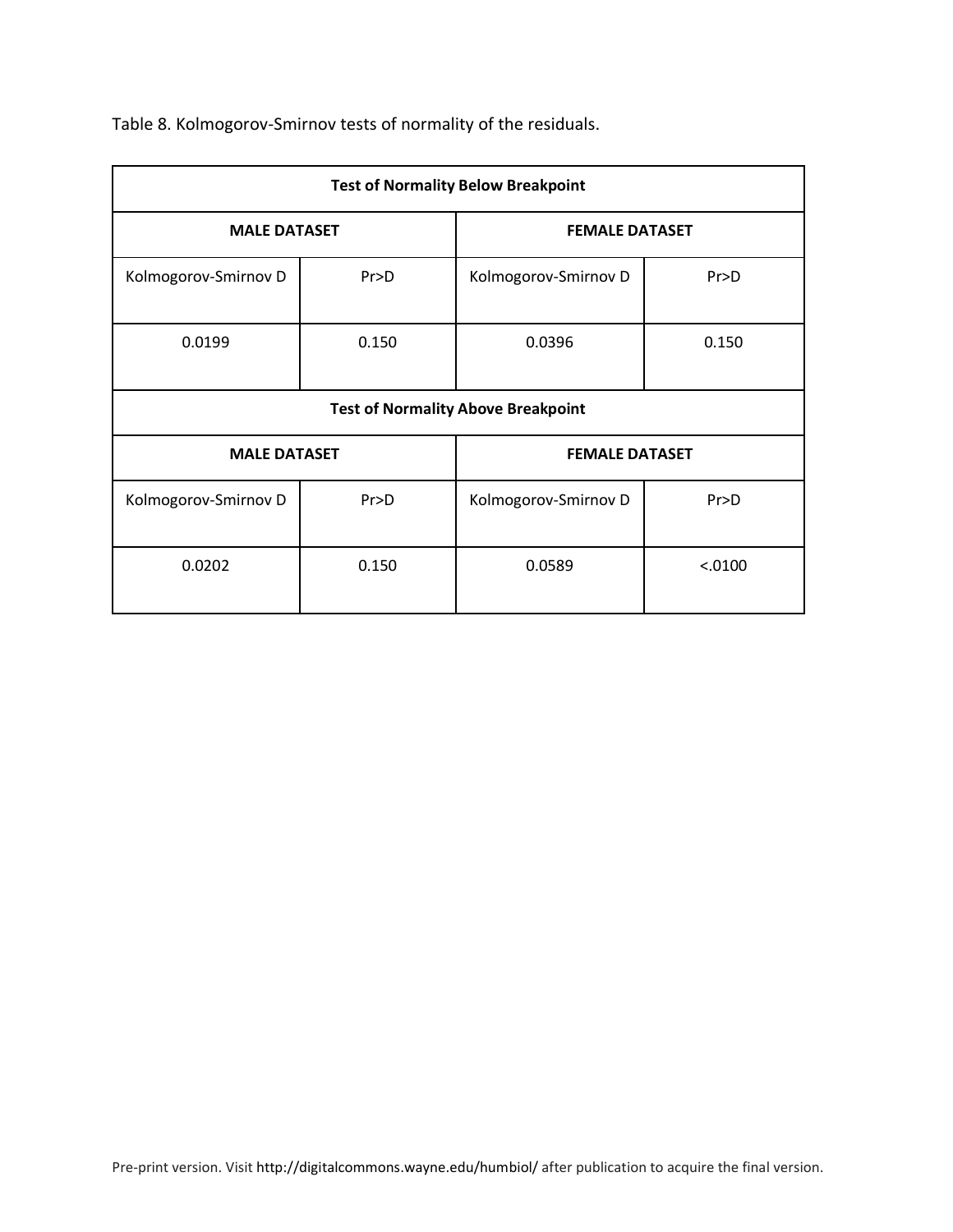Table 8. Kolmogorov-Smirnov tests of normality of the residuals.

| Test of Normality Below Breakpoint | | | |
|---|---|---|---|
| MALE DATASET | | FEMALE DATASET | |
| Kolmogorov-Smirnov D | Pr>D | Kolmogorov-Smirnov D | Pr>D |
| 0.0199 | 0.150 | 0.0396 | 0.150 |
| **Test of Normality Above Breakpoint** | | | |
| MALE DATASET | | FEMALE DATASET | |
| Kolmogorov-Smirnov D | Pr>D | Kolmogorov-Smirnov D | Pr>D |
| 0.0202 | 0.150 | 0.0589 | <.0100 |

Pre-print version. Visit http://digitalcommons.wayne.edu/humbiol/ after publication to acquire the final version.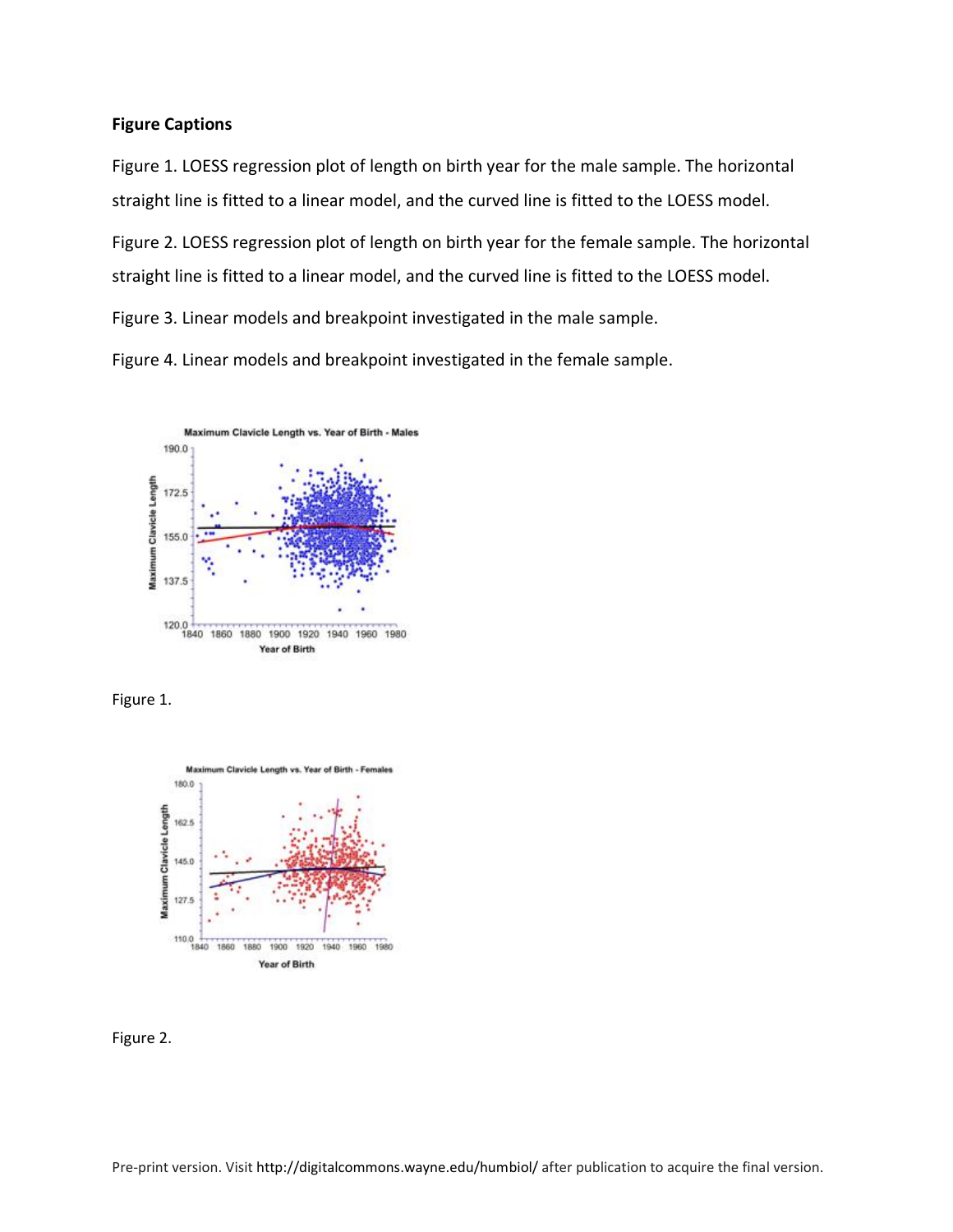**Figure Captions**

Figure 1. LOESS regression plot of length on birth year for the male sample. The horizontal straight line is fitted to a linear model, and the curved line is fitted to the LOESS model.

Figure 2. LOESS regression plot of length on birth year for the female sample. The horizontal straight line is fitted to a linear model, and the curved line is fitted to the LOESS model.

Figure 3. Linear models and breakpoint investigated in the male sample.

Figure 4. Linear models and breakpoint investigated in the female sample.

Figure 1.

Figure 2.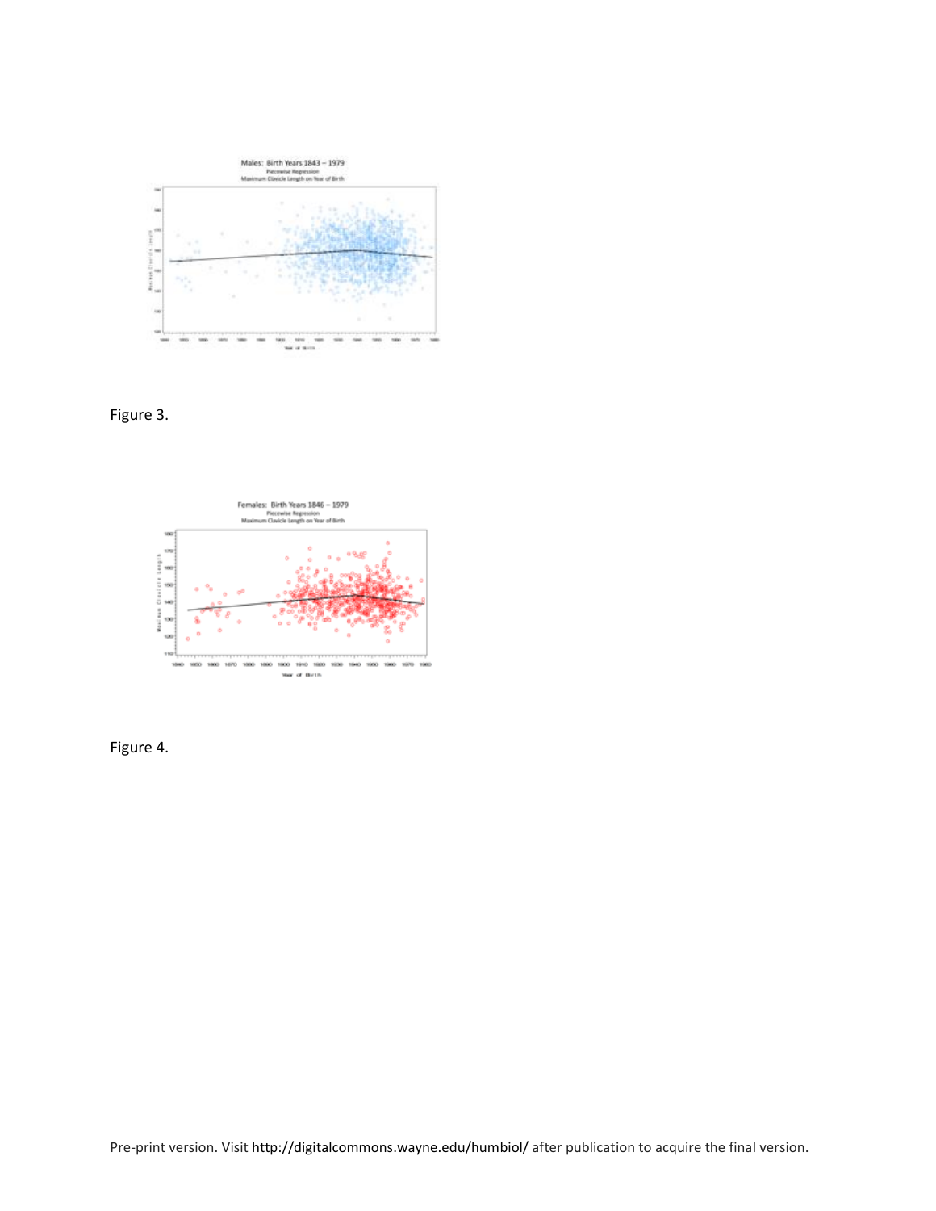Males: Birth Years 1843 – 1979
Piecewise Regression
Maximum Clavicle Length on Year of Birth

Maximum Clavicle Length

Year of Birth

Figure 3.

Females: Birth Years 1846 – 1979
Piecewise Regression
Maximum Clavicle Length on Year of Birth

180
170
160
150
140
130
120
110

Maximum Clavicle Length

1840 1850 1860 1870 1880 1890 1900 1910 1920 1930 1940 1950 1960 1970 1980

Year of Birth

Figure 4.

Pre-print version. Visit http://digitalcommons.wayne.edu/humbiol/ after publication to acquire the final version.